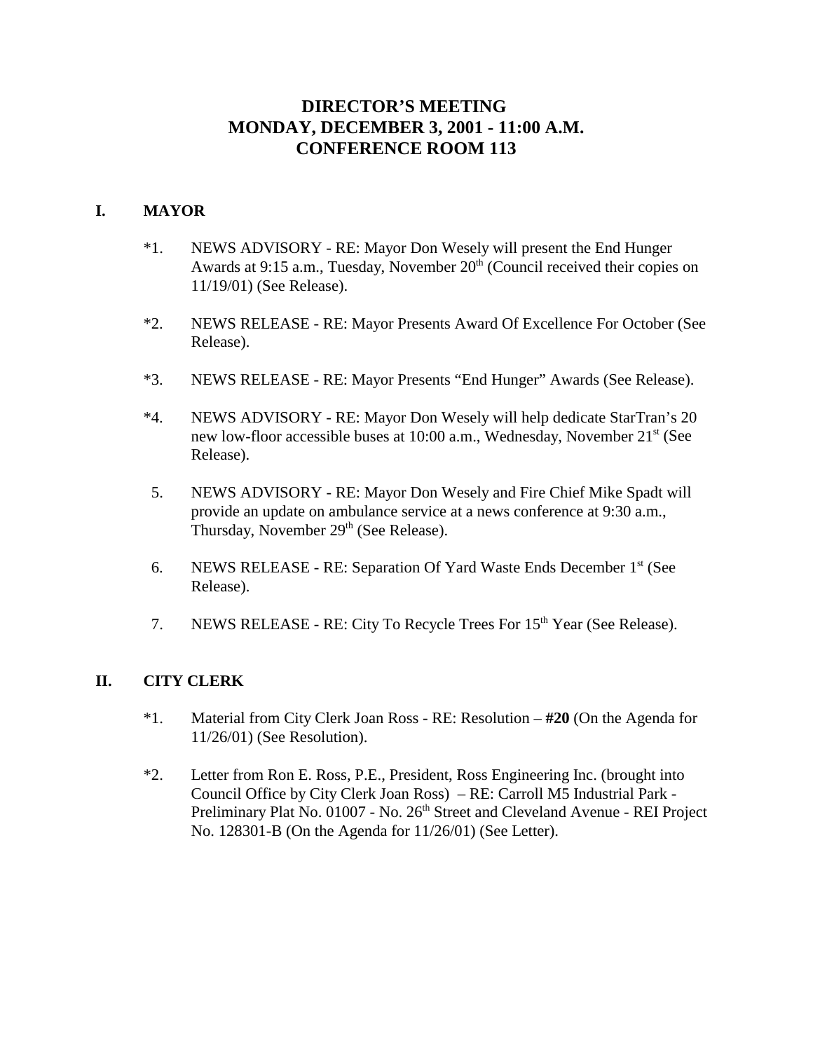# DIRECTOR'S MEETING
# MONDAY, DECEMBER 3, 2001 - 11:00 A.M.
# CONFERENCE ROOM 113

## I. MAYOR

*1. NEWS ADVISORY - RE: Mayor Don Wesely will present the End Hunger Awards at 9:15 a.m., Tuesday, November 20th (Council received their copies on 11/19/01) (See Release).

*2. NEWS RELEASE - RE: Mayor Presents Award Of Excellence For October (See Release).

*3. NEWS RELEASE - RE: Mayor Presents "End Hunger" Awards (See Release).

*4. NEWS ADVISORY - RE: Mayor Don Wesely will help dedicate StarTran's 20 new low-floor accessible buses at 10:00 a.m., Wednesday, November 21st (See Release).

5. NEWS ADVISORY - RE: Mayor Don Wesely and Fire Chief Mike Spadt will provide an update on ambulance service at a news conference at 9:30 a.m., Thursday, November 29th (See Release).

6. NEWS RELEASE - RE: Separation Of Yard Waste Ends December 1st (See Release).

7. NEWS RELEASE - RE: City To Recycle Trees For 15th Year (See Release).

## II. CITY CLERK

*1. Material from City Clerk Joan Ross - RE: Resolution – **#20** (On the Agenda for 11/26/01) (See Resolution).

*2. Letter from Ron E. Ross, P.E., President, Ross Engineering Inc. (brought into Council Office by City Clerk Joan Ross) – RE: Carroll M5 Industrial Park - Preliminary Plat No. 01007 - No. 26th Street and Cleveland Avenue - REI Project No. 128301-B (On the Agenda for 11/26/01) (See Letter).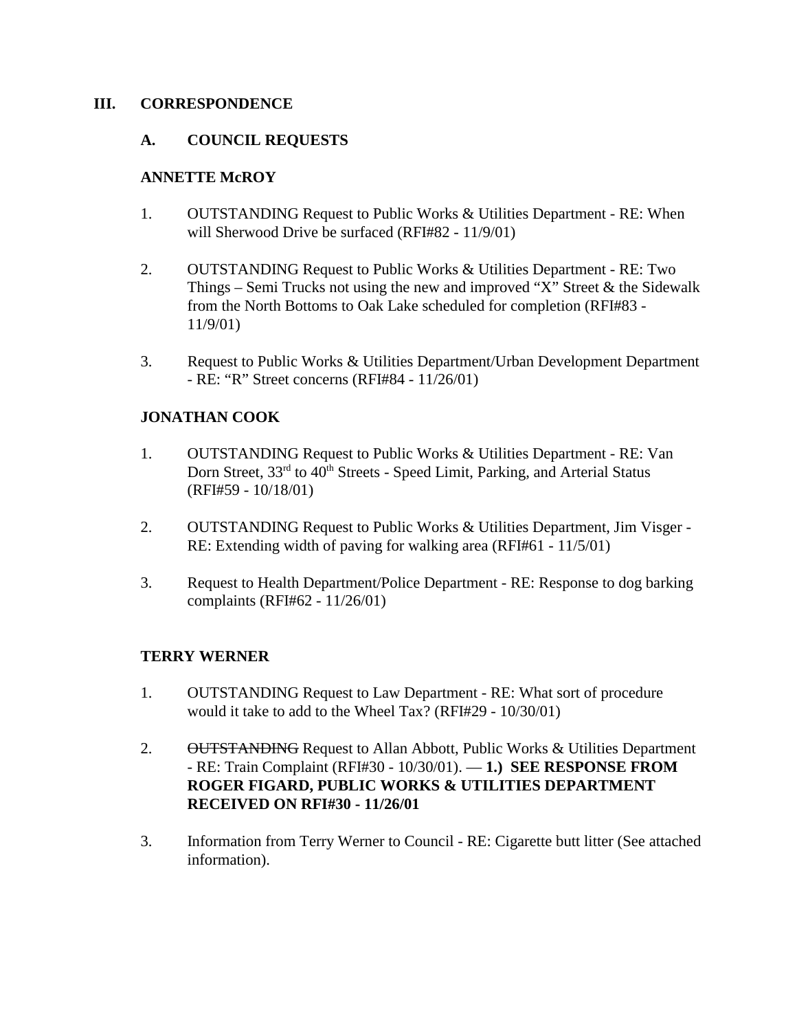## III. CORRESPONDENCE

### A. COUNCIL REQUESTS

**ANNETTE McROY**

1. OUTSTANDING Request to Public Works & Utilities Department - RE: When will Sherwood Drive be surfaced (RFI#82 - 11/9/01)

2. OUTSTANDING Request to Public Works & Utilities Department - RE: Two Things – Semi Trucks not using the new and improved "X" Street & the Sidewalk from the North Bottoms to Oak Lake scheduled for completion (RFI#83 - 11/9/01)

3. Request to Public Works & Utilities Department/Urban Development Department - RE: "R" Street concerns (RFI#84 - 11/26/01)

**JONATHAN COOK**

1. OUTSTANDING Request to Public Works & Utilities Department - RE: Van Dorn Street, 33rd to 40th Streets - Speed Limit, Parking, and Arterial Status (RFI#59 - 10/18/01)

2. OUTSTANDING Request to Public Works & Utilities Department, Jim Visger - RE: Extending width of paving for walking area (RFI#61 - 11/5/01)

3. Request to Health Department/Police Department - RE: Response to dog barking complaints (RFI#62 - 11/26/01)

**TERRY WERNER**

1. OUTSTANDING Request to Law Department - RE: What sort of procedure would it take to add to the Wheel Tax? (RFI#29 - 10/30/01)

2. ~~OUTSTANDING~~ Request to Allan Abbott, Public Works & Utilities Department - RE: Train Complaint (RFI#30 - 10/30/01). — **1.) SEE RESPONSE FROM ROGER FIGARD, PUBLIC WORKS & UTILITIES DEPARTMENT RECEIVED ON RFI#30 - 11/26/01**

3. Information from Terry Werner to Council - RE: Cigarette butt litter (See attached information).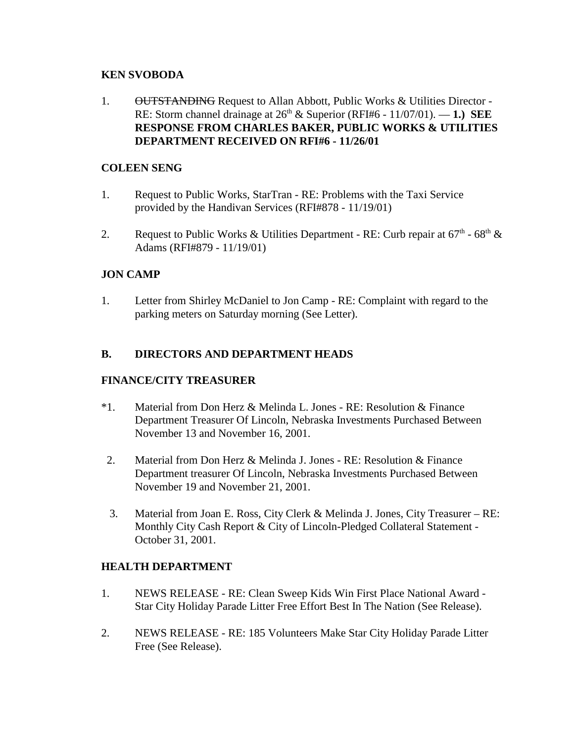**KEN SVOBODA**

1. ~~OUTSTANDING~~ Request to Allan Abbott, Public Works & Utilities Director - RE: Storm channel drainage at 26th & Superior (RFI#6 - 11/07/01). — **1.) SEE RESPONSE FROM CHARLES BAKER, PUBLIC WORKS & UTILITIES DEPARTMENT RECEIVED ON RFI#6 - 11/26/01**

**COLEEN SENG**

1. Request to Public Works, StarTran - RE: Problems with the Taxi Service provided by the Handivan Services (RFI#878 - 11/19/01)

2. Request to Public Works & Utilities Department - RE: Curb repair at 67th - 68th & Adams (RFI#879 - 11/19/01)

**JON CAMP**

1. Letter from Shirley McDaniel to Jon Camp - RE: Complaint with regard to the parking meters on Saturday morning (See Letter).

**B. DIRECTORS AND DEPARTMENT HEADS**

**FINANCE/CITY TREASURER**

*1. Material from Don Herz & Melinda L. Jones - RE: Resolution & Finance Department Treasurer Of Lincoln, Nebraska Investments Purchased Between November 13 and November 16, 2001.

2. Material from Don Herz & Melinda J. Jones - RE: Resolution & Finance Department treasurer Of Lincoln, Nebraska Investments Purchased Between November 19 and November 21, 2001.

3. Material from Joan E. Ross, City Clerk & Melinda J. Jones, City Treasurer – RE: Monthly City Cash Report & City of Lincoln-Pledged Collateral Statement - October 31, 2001.

**HEALTH DEPARTMENT**

1. NEWS RELEASE - RE: Clean Sweep Kids Win First Place National Award - Star City Holiday Parade Litter Free Effort Best In The Nation (See Release).

2. NEWS RELEASE - RE: 185 Volunteers Make Star City Holiday Parade Litter Free (See Release).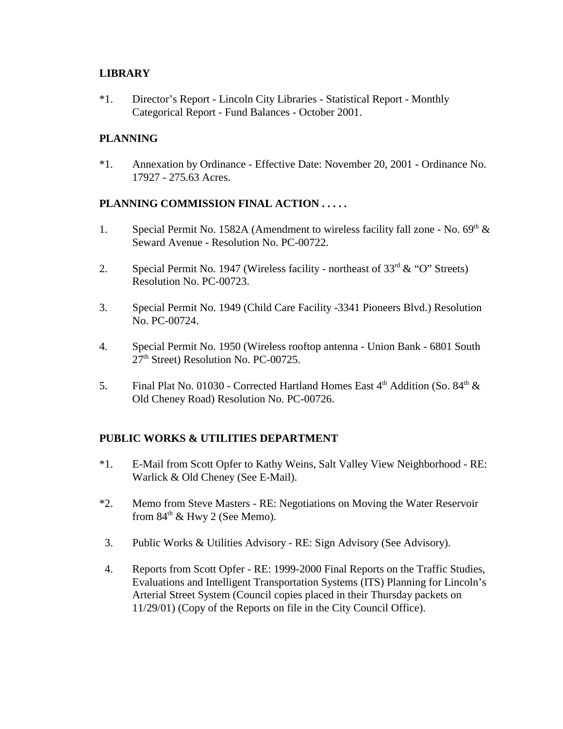**LIBRARY**

*1. Director's Report - Lincoln City Libraries - Statistical Report - Monthly Categorical Report - Fund Balances - October 2001.

**PLANNING**

*1. Annexation by Ordinance - Effective Date: November 20, 2001 - Ordinance No. 17927 - 275.63 Acres.

**PLANNING COMMISSION FINAL ACTION . . . . .**

1. Special Permit No. 1582A (Amendment to wireless facility fall zone - No. 69th & Seward Avenue - Resolution No. PC-00722.

2. Special Permit No. 1947 (Wireless facility - northeast of 33rd & "O" Streets) Resolution No. PC-00723.

3. Special Permit No. 1949 (Child Care Facility -3341 Pioneers Blvd.) Resolution No. PC-00724.

4. Special Permit No. 1950 (Wireless rooftop antenna - Union Bank - 6801 South 27th Street) Resolution No. PC-00725.

5. Final Plat No. 01030 - Corrected Hartland Homes East 4th Addition (So. 84th & Old Cheney Road) Resolution No. PC-00726.

**PUBLIC WORKS & UTILITIES DEPARTMENT**

*1. E-Mail from Scott Opfer to Kathy Weins, Salt Valley View Neighborhood - RE: Warlick & Old Cheney (See E-Mail).

*2. Memo from Steve Masters - RE: Negotiations on Moving the Water Reservoir from 84th & Hwy 2 (See Memo).

3. Public Works & Utilities Advisory - RE: Sign Advisory (See Advisory).

4. Reports from Scott Opfer - RE: 1999-2000 Final Reports on the Traffic Studies, Evaluations and Intelligent Transportation Systems (ITS) Planning for Lincoln's Arterial Street System (Council copies placed in their Thursday packets on 11/29/01) (Copy of the Reports on file in the City Council Office).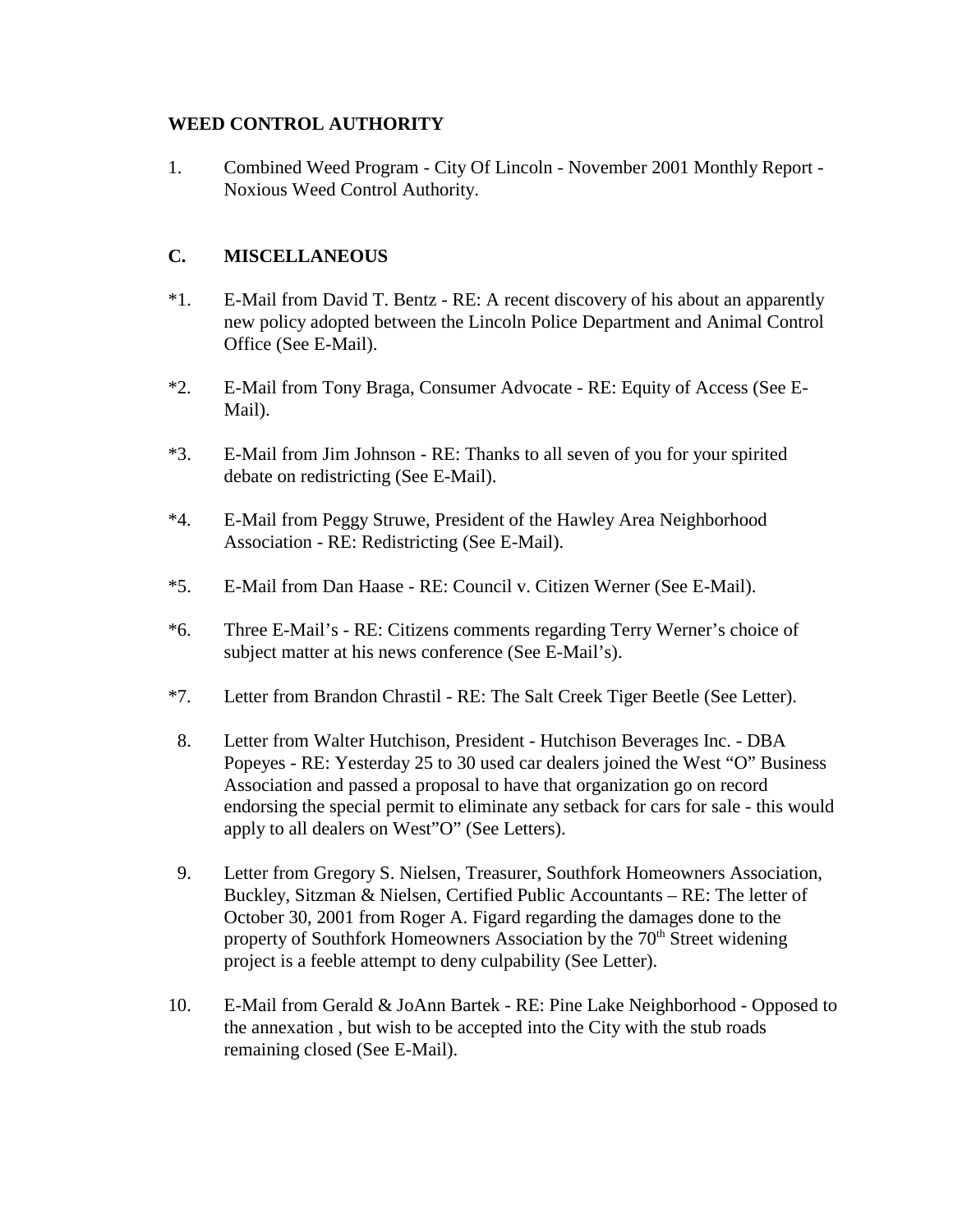**WEED CONTROL AUTHORITY**

1. Combined Weed Program - City Of Lincoln - November 2001 Monthly Report - Noxious Weed Control Authority.

**C. MISCELLANEOUS**

*1. E-Mail from David T. Bentz - RE: A recent discovery of his about an apparently new policy adopted between the Lincoln Police Department and Animal Control Office (See E-Mail).

*2. E-Mail from Tony Braga, Consumer Advocate - RE: Equity of Access (See E-Mail).

*3. E-Mail from Jim Johnson - RE: Thanks to all seven of you for your spirited debate on redistricting (See E-Mail).

*4. E-Mail from Peggy Struwe, President of the Hawley Area Neighborhood Association - RE: Redistricting (See E-Mail).

*5. E-Mail from Dan Haase - RE: Council v. Citizen Werner (See E-Mail).

*6. Three E-Mail's - RE: Citizens comments regarding Terry Werner's choice of subject matter at his news conference (See E-Mail's).

*7. Letter from Brandon Chrastil - RE: The Salt Creek Tiger Beetle (See Letter).

8. Letter from Walter Hutchison, President - Hutchison Beverages Inc. - DBA Popeyes - RE: Yesterday 25 to 30 used car dealers joined the West "O" Business Association and passed a proposal to have that organization go on record endorsing the special permit to eliminate any setback for cars for sale - this would apply to all dealers on West"O" (See Letters).

9. Letter from Gregory S. Nielsen, Treasurer, Southfork Homeowners Association, Buckley, Sitzman & Nielsen, Certified Public Accountants – RE: The letter of October 30, 2001 from Roger A. Figard regarding the damages done to the property of Southfork Homeowners Association by the 70th Street widening project is a feeble attempt to deny culpability (See Letter).

10. E-Mail from Gerald & JoAnn Bartek - RE: Pine Lake Neighborhood - Opposed to the annexation , but wish to be accepted into the City with the stub roads remaining closed (See E-Mail).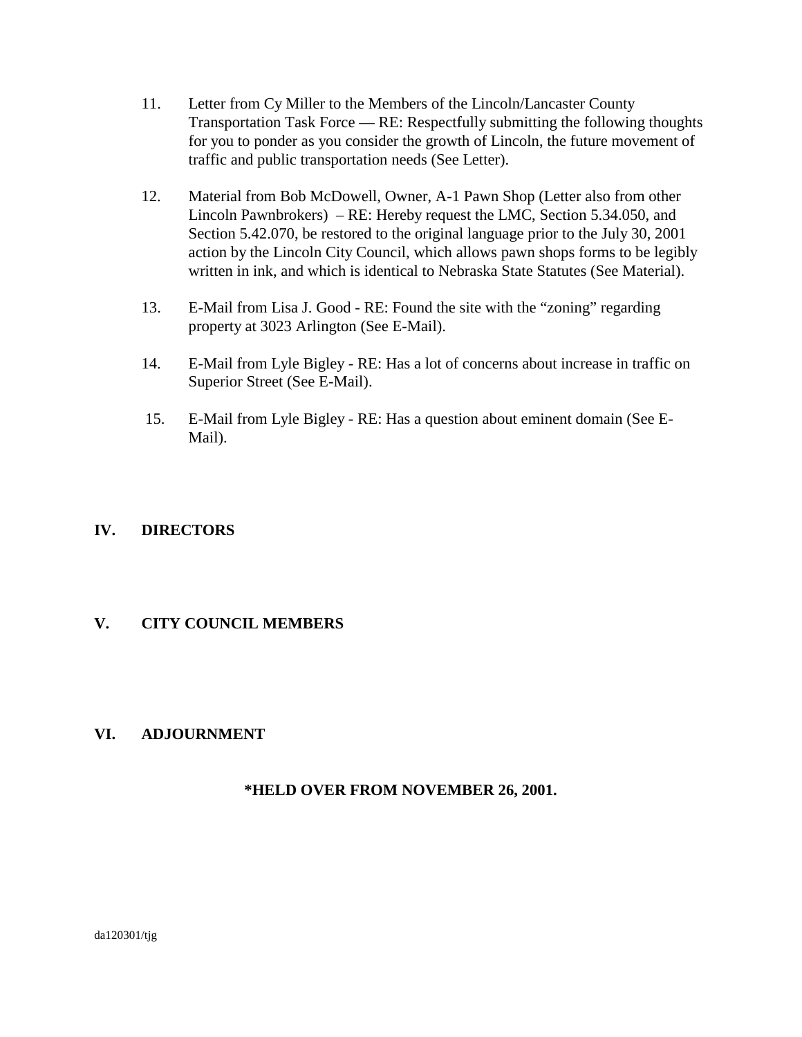11. Letter from Cy Miller to the Members of the Lincoln/Lancaster County Transportation Task Force — RE: Respectfully submitting the following thoughts for you to ponder as you consider the growth of Lincoln, the future movement of traffic and public transportation needs (See Letter).

12. Material from Bob McDowell, Owner, A-1 Pawn Shop (Letter also from other Lincoln Pawnbrokers) – RE: Hereby request the LMC, Section 5.34.050, and Section 5.42.070, be restored to the original language prior to the July 30, 2001 action by the Lincoln City Council, which allows pawn shops forms to be legibly written in ink, and which is identical to Nebraska State Statutes (See Material).

13. E-Mail from Lisa J. Good - RE: Found the site with the "zoning" regarding property at 3023 Arlington (See E-Mail).

14. E-Mail from Lyle Bigley - RE: Has a lot of concerns about increase in traffic on Superior Street (See E-Mail).

15. E-Mail from Lyle Bigley - RE: Has a question about eminent domain (See E-Mail).

## IV. DIRECTORS

## V. CITY COUNCIL MEMBERS

## VI. ADJOURNMENT

**\*HELD OVER FROM NOVEMBER 26, 2001.**

da120301/tjg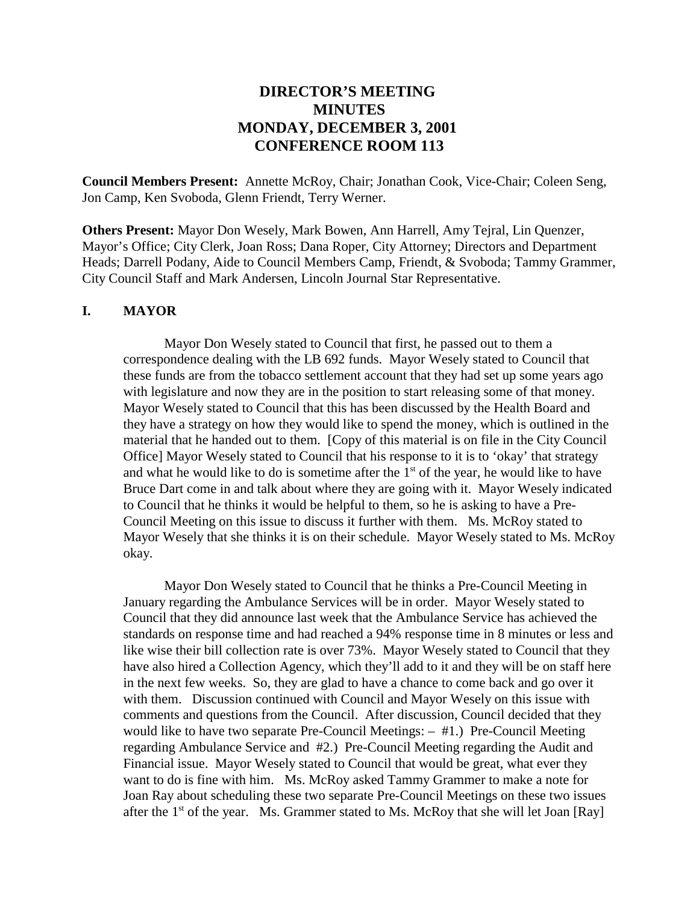# DIRECTOR'S MEETING
# MINUTES
# MONDAY, DECEMBER 3, 2001
# CONFERENCE ROOM 113

**Council Members Present:** Annette McRoy, Chair; Jonathan Cook, Vice-Chair; Coleen Seng, Jon Camp, Ken Svoboda, Glenn Friendt, Terry Werner.

**Others Present:** Mayor Don Wesely, Mark Bowen, Ann Harrell, Amy Tejral, Lin Quenzer, Mayor's Office; City Clerk, Joan Ross; Dana Roper, City Attorney; Directors and Department Heads; Darrell Podany, Aide to Council Members Camp, Friendt, & Svoboda; Tammy Grammer, City Council Staff and Mark Andersen, Lincoln Journal Star Representative.

## I. MAYOR

Mayor Don Wesely stated to Council that first, he passed out to them a correspondence dealing with the LB 692 funds. Mayor Wesely stated to Council that these funds are from the tobacco settlement account that they had set up some years ago with legislature and now they are in the position to start releasing some of that money. Mayor Wesely stated to Council that this has been discussed by the Health Board and they have a strategy on how they would like to spend the money, which is outlined in the material that he handed out to them. [Copy of this material is on file in the City Council Office] Mayor Wesely stated to Council that his response to it is to 'okay' that strategy and what he would like to do is sometime after the 1st of the year, he would like to have Bruce Dart come in and talk about where they are going with it. Mayor Wesely indicated to Council that he thinks it would be helpful to them, so he is asking to have a Pre-Council Meeting on this issue to discuss it further with them. Ms. McRoy stated to Mayor Wesely that she thinks it is on their schedule. Mayor Wesely stated to Ms. McRoy okay.

Mayor Don Wesely stated to Council that he thinks a Pre-Council Meeting in January regarding the Ambulance Services will be in order. Mayor Wesely stated to Council that they did announce last week that the Ambulance Service has achieved the standards on response time and had reached a 94% response time in 8 minutes or less and like wise their bill collection rate is over 73%. Mayor Wesely stated to Council that they have also hired a Collection Agency, which they'll add to it and they will be on staff here in the next few weeks. So, they are glad to have a chance to come back and go over it with them. Discussion continued with Council and Mayor Wesely on this issue with comments and questions from the Council. After discussion, Council decided that they would like to have two separate Pre-Council Meetings: – #1.) Pre-Council Meeting regarding Ambulance Service and #2.) Pre-Council Meeting regarding the Audit and Financial issue. Mayor Wesely stated to Council that would be great, what ever they want to do is fine with him. Ms. McRoy asked Tammy Grammer to make a note for Joan Ray about scheduling these two separate Pre-Council Meetings on these two issues after the 1st of the year. Ms. Grammer stated to Ms. McRoy that she will let Joan [Ray]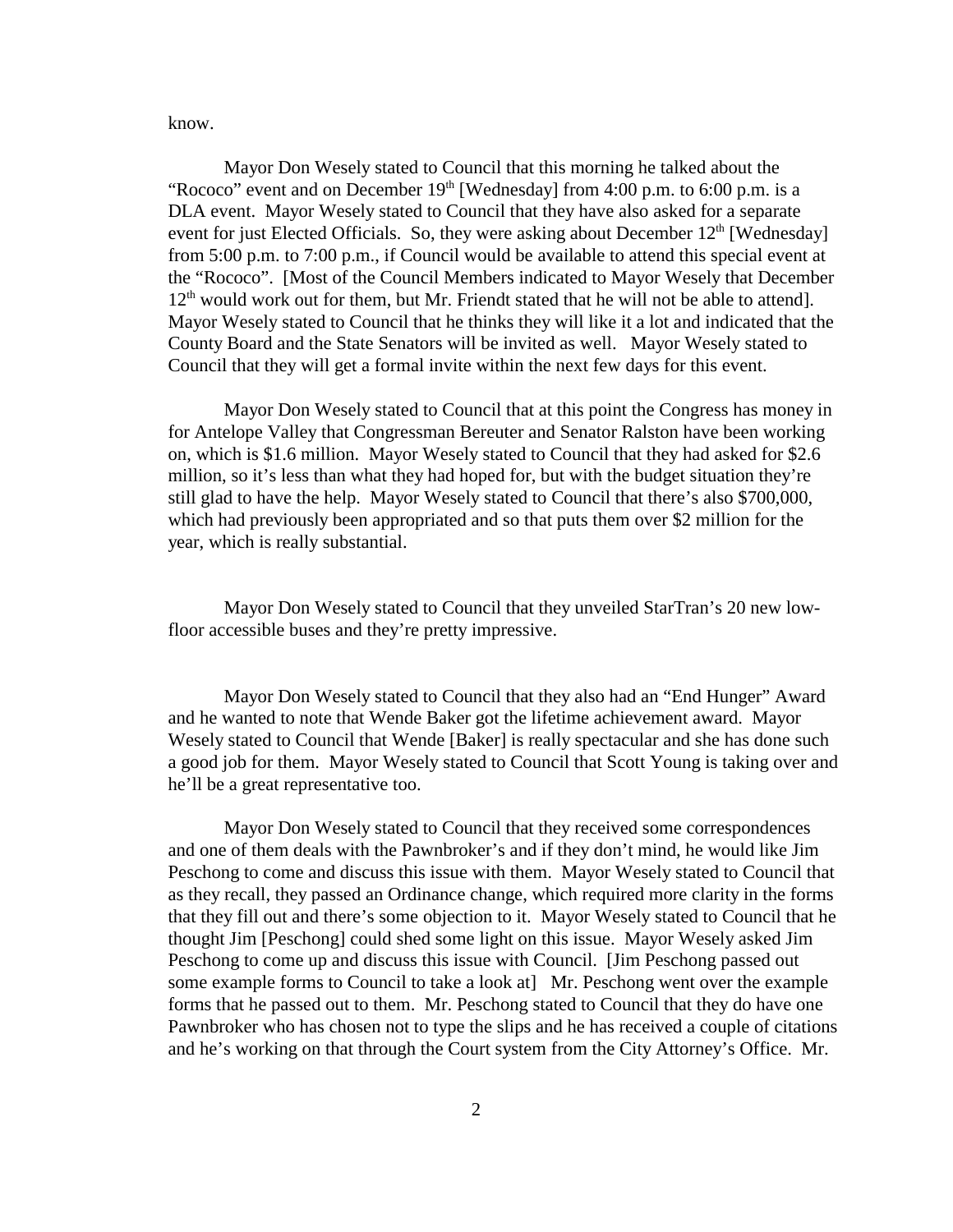know.

Mayor Don Wesely stated to Council that this morning he talked about the "Rococo" event and on December 19th [Wednesday] from 4:00 p.m. to 6:00 p.m. is a DLA event. Mayor Wesely stated to Council that they have also asked for a separate event for just Elected Officials. So, they were asking about December 12th [Wednesday] from 5:00 p.m. to 7:00 p.m., if Council would be available to attend this special event at the "Rococo". [Most of the Council Members indicated to Mayor Wesely that December 12th would work out for them, but Mr. Friendt stated that he will not be able to attend]. Mayor Wesely stated to Council that he thinks they will like it a lot and indicated that the County Board and the State Senators will be invited as well. Mayor Wesely stated to Council that they will get a formal invite within the next few days for this event.

Mayor Don Wesely stated to Council that at this point the Congress has money in for Antelope Valley that Congressman Bereuter and Senator Ralston have been working on, which is $1.6 million. Mayor Wesely stated to Council that they had asked for $2.6 million, so it's less than what they had hoped for, but with the budget situation they're still glad to have the help. Mayor Wesely stated to Council that there's also $700,000, which had previously been appropriated and so that puts them over $2 million for the year, which is really substantial.

Mayor Don Wesely stated to Council that they unveiled StarTran's 20 new low-floor accessible buses and they're pretty impressive.

Mayor Don Wesely stated to Council that they also had an "End Hunger" Award and he wanted to note that Wende Baker got the lifetime achievement award. Mayor Wesely stated to Council that Wende [Baker] is really spectacular and she has done such a good job for them. Mayor Wesely stated to Council that Scott Young is taking over and he'll be a great representative too.

Mayor Don Wesely stated to Council that they received some correspondences and one of them deals with the Pawnbroker's and if they don't mind, he would like Jim Peschong to come and discuss this issue with them. Mayor Wesely stated to Council that as they recall, they passed an Ordinance change, which required more clarity in the forms that they fill out and there's some objection to it. Mayor Wesely stated to Council that he thought Jim [Peschong] could shed some light on this issue. Mayor Wesely asked Jim Peschong to come up and discuss this issue with Council. [Jim Peschong passed out some example forms to Council to take a look at] Mr. Peschong went over the example forms that he passed out to them. Mr. Peschong stated to Council that they do have one Pawnbroker who has chosen not to type the slips and he has received a couple of citations and he's working on that through the Court system from the City Attorney's Office. Mr.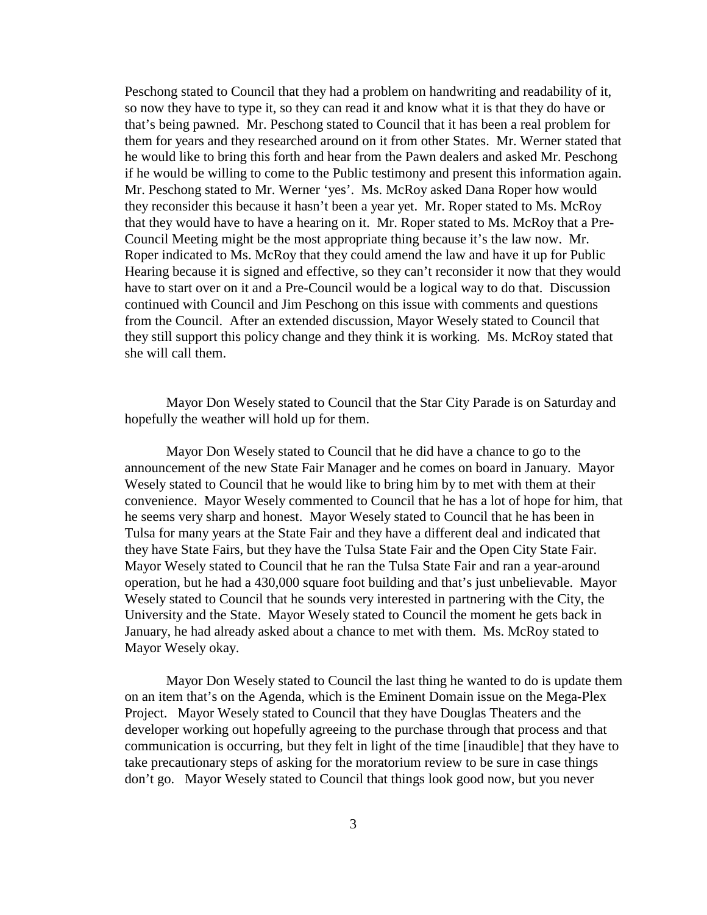Peschong stated to Council that they had a problem on handwriting and readability of it, so now they have to type it, so they can read it and know what it is that they do have or that's being pawned. Mr. Peschong stated to Council that it has been a real problem for them for years and they researched around on it from other States. Mr. Werner stated that he would like to bring this forth and hear from the Pawn dealers and asked Mr. Peschong if he would be willing to come to the Public testimony and present this information again. Mr. Peschong stated to Mr. Werner 'yes'. Ms. McRoy asked Dana Roper how would they reconsider this because it hasn't been a year yet. Mr. Roper stated to Ms. McRoy that they would have to have a hearing on it. Mr. Roper stated to Ms. McRoy that a Pre-Council Meeting might be the most appropriate thing because it's the law now. Mr. Roper indicated to Ms. McRoy that they could amend the law and have it up for Public Hearing because it is signed and effective, so they can't reconsider it now that they would have to start over on it and a Pre-Council would be a logical way to do that. Discussion continued with Council and Jim Peschong on this issue with comments and questions from the Council. After an extended discussion, Mayor Wesely stated to Council that they still support this policy change and they think it is working. Ms. McRoy stated that she will call them.

Mayor Don Wesely stated to Council that the Star City Parade is on Saturday and hopefully the weather will hold up for them.

Mayor Don Wesely stated to Council that he did have a chance to go to the announcement of the new State Fair Manager and he comes on board in January. Mayor Wesely stated to Council that he would like to bring him by to met with them at their convenience. Mayor Wesely commented to Council that he has a lot of hope for him, that he seems very sharp and honest. Mayor Wesely stated to Council that he has been in Tulsa for many years at the State Fair and they have a different deal and indicated that they have State Fairs, but they have the Tulsa State Fair and the Open City State Fair. Mayor Wesely stated to Council that he ran the Tulsa State Fair and ran a year-around operation, but he had a 430,000 square foot building and that's just unbelievable. Mayor Wesely stated to Council that he sounds very interested in partnering with the City, the University and the State. Mayor Wesely stated to Council the moment he gets back in January, he had already asked about a chance to met with them. Ms. McRoy stated to Mayor Wesely okay.

Mayor Don Wesely stated to Council the last thing he wanted to do is update them on an item that's on the Agenda, which is the Eminent Domain issue on the Mega-Plex Project. Mayor Wesely stated to Council that they have Douglas Theaters and the developer working out hopefully agreeing to the purchase through that process and that communication is occurring, but they felt in light of the time [inaudible] that they have to take precautionary steps of asking for the moratorium review to be sure in case things don't go. Mayor Wesely stated to Council that things look good now, but you never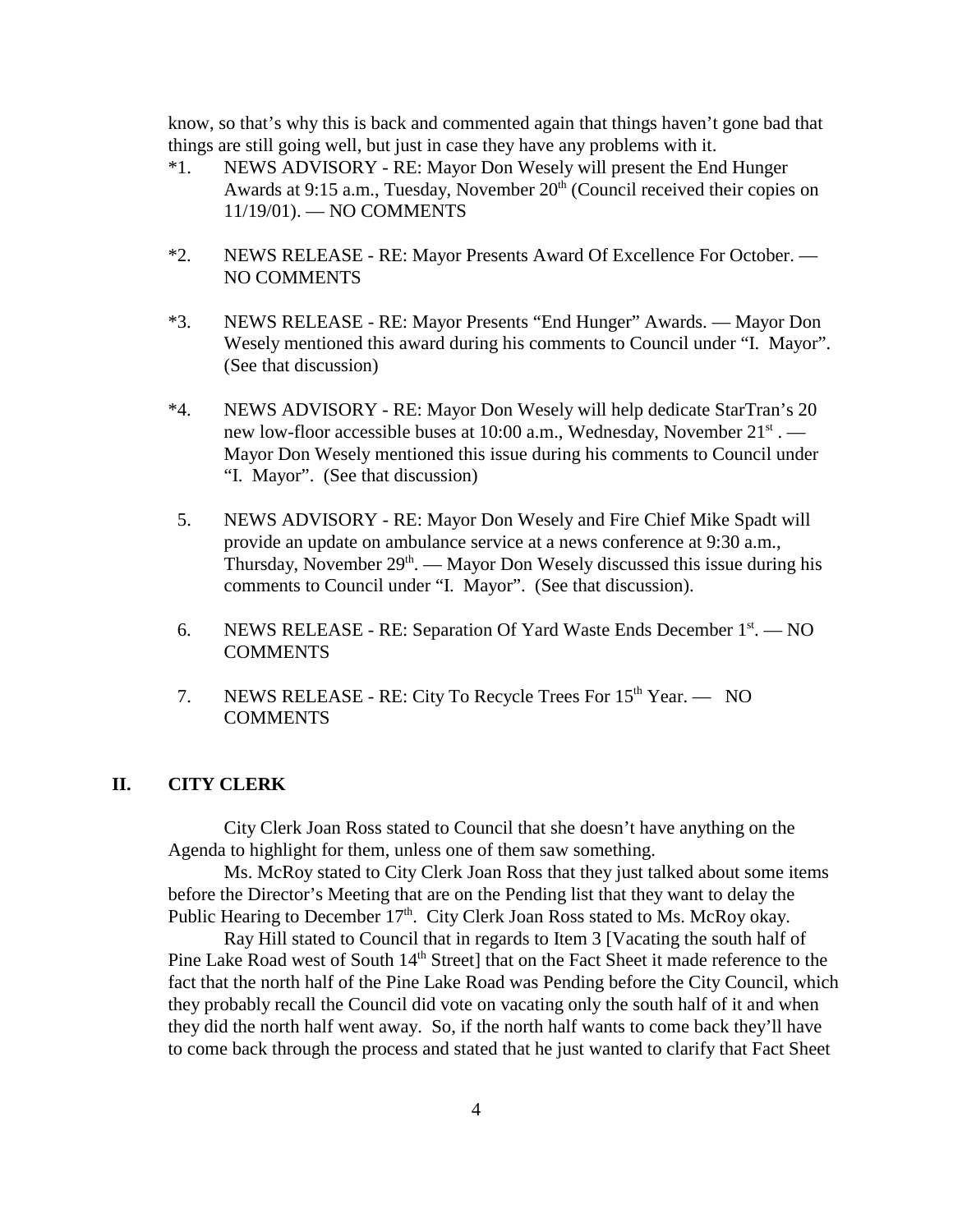know, so that's why this is back and commented again that things haven't gone bad that things are still going well, but just in case they have any problems with it.

*1. NEWS ADVISORY - RE: Mayor Don Wesely will present the End Hunger Awards at 9:15 a.m., Tuesday, November 20th (Council received their copies on 11/19/01). — NO COMMENTS

*2. NEWS RELEASE - RE: Mayor Presents Award Of Excellence For October. — NO COMMENTS

*3. NEWS RELEASE - RE: Mayor Presents "End Hunger" Awards. — Mayor Don Wesely mentioned this award during his comments to Council under "I. Mayor". (See that discussion)

*4. NEWS ADVISORY - RE: Mayor Don Wesely will help dedicate StarTran's 20 new low-floor accessible buses at 10:00 a.m., Wednesday, November 21st . — Mayor Don Wesely mentioned this issue during his comments to Council under "I. Mayor". (See that discussion)

5. NEWS ADVISORY - RE: Mayor Don Wesely and Fire Chief Mike Spadt will provide an update on ambulance service at a news conference at 9:30 a.m., Thursday, November 29th. — Mayor Don Wesely discussed this issue during his comments to Council under "I. Mayor". (See that discussion).

6. NEWS RELEASE - RE: Separation Of Yard Waste Ends December 1st. — NO COMMENTS

7. NEWS RELEASE - RE: City To Recycle Trees For 15th Year. — NO COMMENTS

## II. CITY CLERK

City Clerk Joan Ross stated to Council that she doesn't have anything on the Agenda to highlight for them, unless one of them saw something.

Ms. McRoy stated to City Clerk Joan Ross that they just talked about some items before the Director's Meeting that are on the Pending list that they want to delay the Public Hearing to December 17th. City Clerk Joan Ross stated to Ms. McRoy okay.

Ray Hill stated to Council that in regards to Item 3 [Vacating the south half of Pine Lake Road west of South 14th Street] that on the Fact Sheet it made reference to the fact that the north half of the Pine Lake Road was Pending before the City Council, which they probably recall the Council did vote on vacating only the south half of it and when they did the north half went away. So, if the north half wants to come back they'll have to come back through the process and stated that he just wanted to clarify that Fact Sheet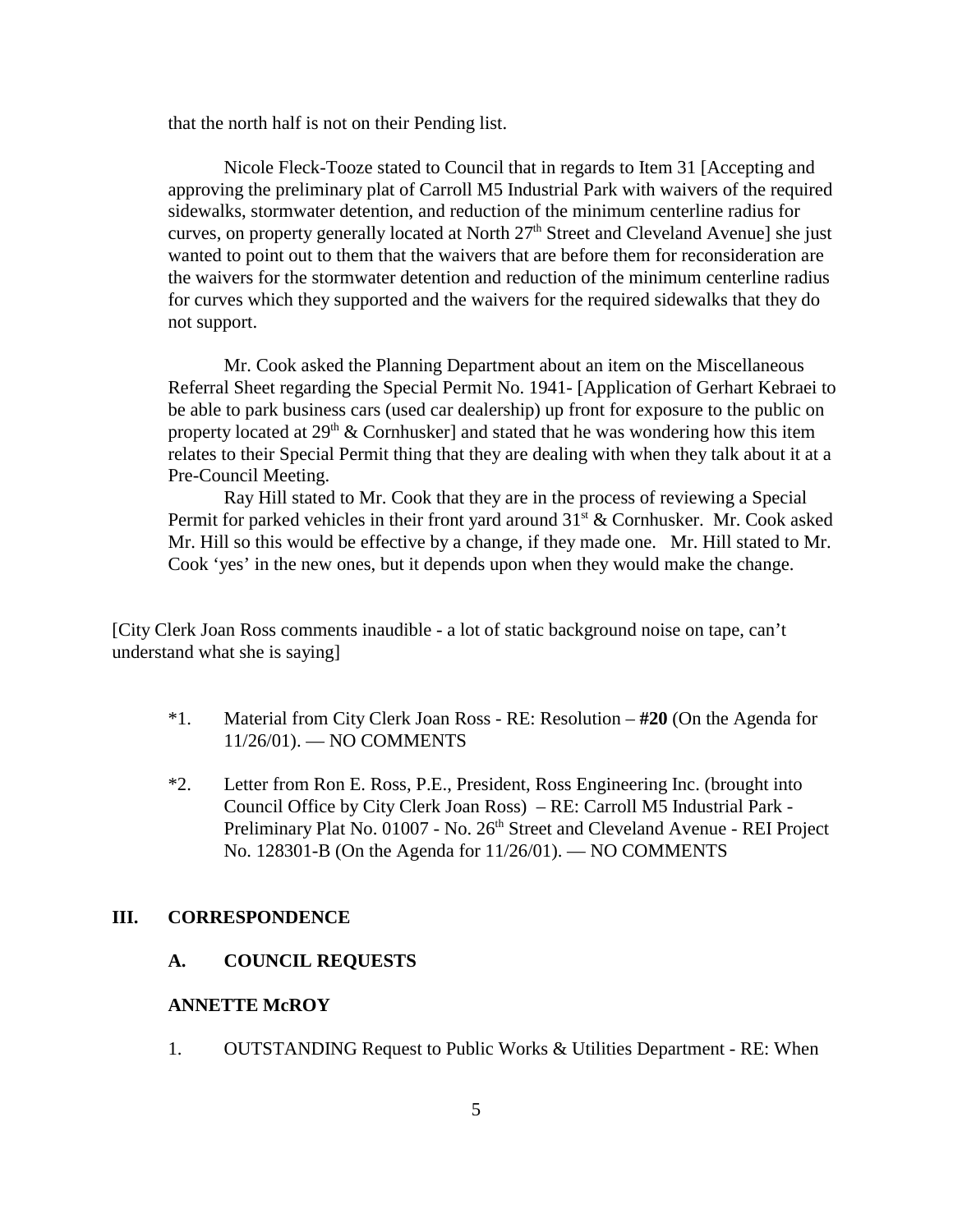that the north half is not on their Pending list.

Nicole Fleck-Tooze stated to Council that in regards to Item 31 [Accepting and approving the preliminary plat of Carroll M5 Industrial Park with waivers of the required sidewalks, stormwater detention, and reduction of the minimum centerline radius for curves, on property generally located at North 27th Street and Cleveland Avenue] she just wanted to point out to them that the waivers that are before them for reconsideration are the waivers for the stormwater detention and reduction of the minimum centerline radius for curves which they supported and the waivers for the required sidewalks that they do not support.

Mr. Cook asked the Planning Department about an item on the Miscellaneous Referral Sheet regarding the Special Permit No. 1941- [Application of Gerhart Kebraei to be able to park business cars (used car dealership) up front for exposure to the public on property located at 29th & Cornhusker] and stated that he was wondering how this item relates to their Special Permit thing that they are dealing with when they talk about it at a Pre-Council Meeting.

Ray Hill stated to Mr. Cook that they are in the process of reviewing a Special Permit for parked vehicles in their front yard around 31st & Cornhusker. Mr. Cook asked Mr. Hill so this would be effective by a change, if they made one. Mr. Hill stated to Mr. Cook 'yes' in the new ones, but it depends upon when they would make the change.

[City Clerk Joan Ross comments inaudible - a lot of static background noise on tape, can't understand what she is saying]

*1. Material from City Clerk Joan Ross - RE: Resolution – **#20** (On the Agenda for 11/26/01). — NO COMMENTS

*2. Letter from Ron E. Ross, P.E., President, Ross Engineering Inc. (brought into Council Office by City Clerk Joan Ross) – RE: Carroll M5 Industrial Park - Preliminary Plat No. 01007 - No. 26th Street and Cleveland Avenue - REI Project No. 128301-B (On the Agenda for 11/26/01). — NO COMMENTS

## III. CORRESPONDENCE

### A. COUNCIL REQUESTS

**ANNETTE McROY**

1. OUTSTANDING Request to Public Works & Utilities Department - RE: When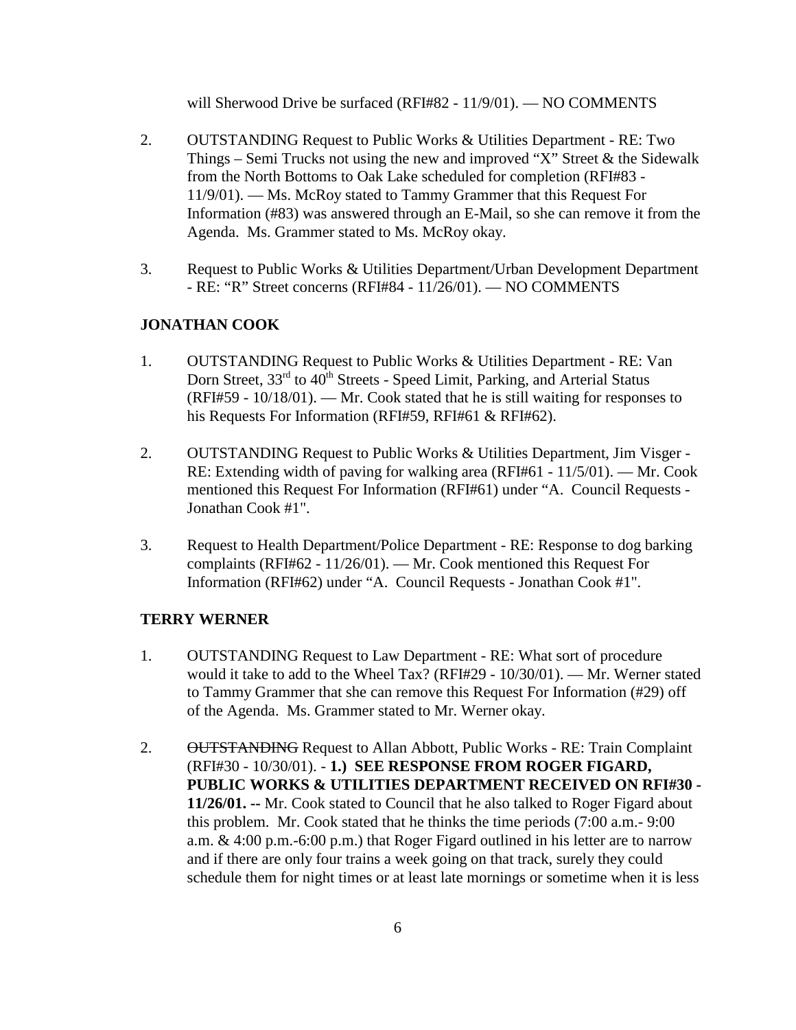will Sherwood Drive be surfaced (RFI#82 - 11/9/01). — NO COMMENTS

2. OUTSTANDING Request to Public Works & Utilities Department - RE: Two Things – Semi Trucks not using the new and improved "X" Street & the Sidewalk from the North Bottoms to Oak Lake scheduled for completion (RFI#83 - 11/9/01). — Ms. McRoy stated to Tammy Grammer that this Request For Information (#83) was answered through an E-Mail, so she can remove it from the Agenda. Ms. Grammer stated to Ms. McRoy okay.

3. Request to Public Works & Utilities Department/Urban Development Department - RE: "R" Street concerns (RFI#84 - 11/26/01). — NO COMMENTS

**JONATHAN COOK**

1. OUTSTANDING Request to Public Works & Utilities Department - RE: Van Dorn Street, 33rd to 40th Streets - Speed Limit, Parking, and Arterial Status (RFI#59 - 10/18/01). — Mr. Cook stated that he is still waiting for responses to his Requests For Information (RFI#59, RFI#61 & RFI#62).

2. OUTSTANDING Request to Public Works & Utilities Department, Jim Visger - RE: Extending width of paving for walking area (RFI#61 - 11/5/01). — Mr. Cook mentioned this Request For Information (RFI#61) under "A. Council Requests - Jonathan Cook #1".

3. Request to Health Department/Police Department - RE: Response to dog barking complaints (RFI#62 - 11/26/01). — Mr. Cook mentioned this Request For Information (RFI#62) under "A. Council Requests - Jonathan Cook #1".

**TERRY WERNER**

1. OUTSTANDING Request to Law Department - RE: What sort of procedure would it take to add to the Wheel Tax? (RFI#29 - 10/30/01). — Mr. Werner stated to Tammy Grammer that she can remove this Request For Information (#29) off of the Agenda. Ms. Grammer stated to Mr. Werner okay.

2. ~~OUTSTANDING~~ Request to Allan Abbott, Public Works - RE: Train Complaint (RFI#30 - 10/30/01). - **1.) SEE RESPONSE FROM ROGER FIGARD, PUBLIC WORKS & UTILITIES DEPARTMENT RECEIVED ON RFI#30 - 11/26/01. --** Mr. Cook stated to Council that he also talked to Roger Figard about this problem. Mr. Cook stated that he thinks the time periods (7:00 a.m.- 9:00 a.m. & 4:00 p.m.-6:00 p.m.) that Roger Figard outlined in his letter are to narrow and if there are only four trains a week going on that track, surely they could schedule them for night times or at least late mornings or sometime when it is less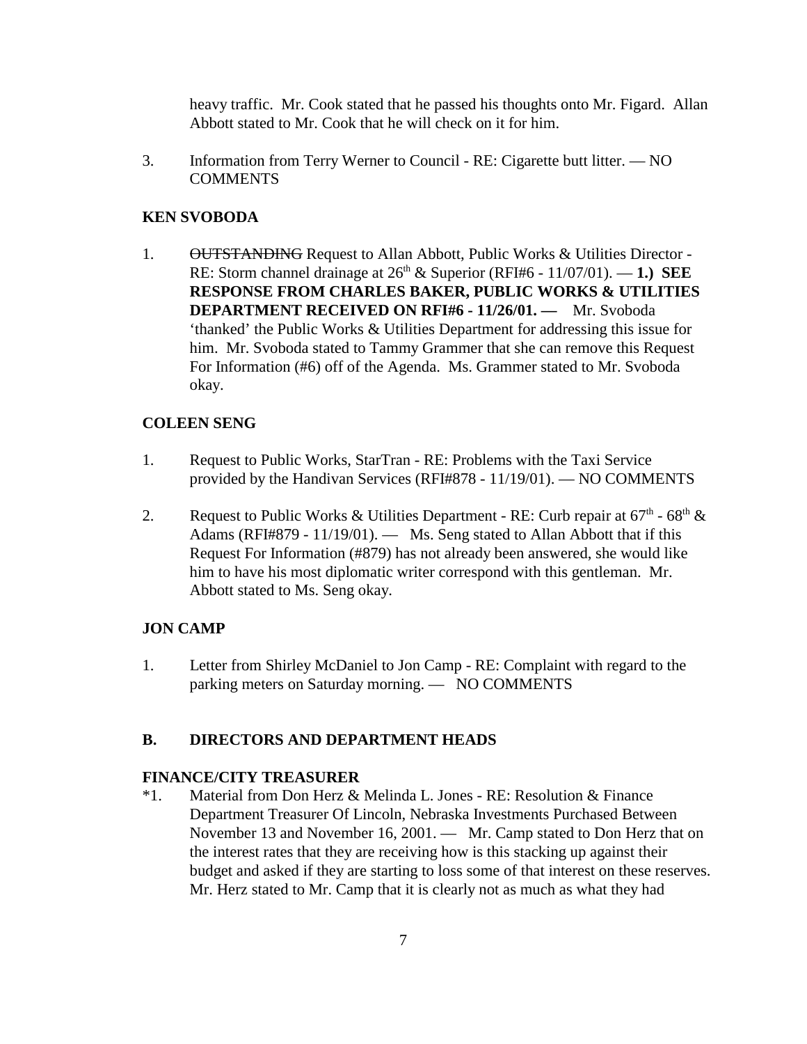heavy traffic. Mr. Cook stated that he passed his thoughts onto Mr. Figard. Allan Abbott stated to Mr. Cook that he will check on it for him.

3. Information from Terry Werner to Council - RE: Cigarette butt litter. — NO COMMENTS

**KEN SVOBODA**

1. ~~OUTSTANDING~~ Request to Allan Abbott, Public Works & Utilities Director - RE: Storm channel drainage at 26th & Superior (RFI#6 - 11/07/01). — **1.) SEE RESPONSE FROM CHARLES BAKER, PUBLIC WORKS & UTILITIES DEPARTMENT RECEIVED ON RFI#6 - 11/26/01. —** Mr. Svoboda 'thanked' the Public Works & Utilities Department for addressing this issue for him. Mr. Svoboda stated to Tammy Grammer that she can remove this Request For Information (#6) off of the Agenda. Ms. Grammer stated to Mr. Svoboda okay.

**COLEEN SENG**

1. Request to Public Works, StarTran - RE: Problems with the Taxi Service provided by the Handivan Services (RFI#878 - 11/19/01). — NO COMMENTS

2. Request to Public Works & Utilities Department - RE: Curb repair at 67th - 68th & Adams (RFI#879 - 11/19/01). — Ms. Seng stated to Allan Abbott that if this Request For Information (#879) has not already been answered, she would like him to have his most diplomatic writer correspond with this gentleman. Mr. Abbott stated to Ms. Seng okay.

**JON CAMP**

1. Letter from Shirley McDaniel to Jon Camp - RE: Complaint with regard to the parking meters on Saturday morning. — NO COMMENTS

## B. DIRECTORS AND DEPARTMENT HEADS

**FINANCE/CITY TREASURER**

*1. Material from Don Herz & Melinda L. Jones - RE: Resolution & Finance Department Treasurer Of Lincoln, Nebraska Investments Purchased Between November 13 and November 16, 2001. — Mr. Camp stated to Don Herz that on the interest rates that they are receiving how is this stacking up against their budget and asked if they are starting to loss some of that interest on these reserves. Mr. Herz stated to Mr. Camp that it is clearly not as much as what they had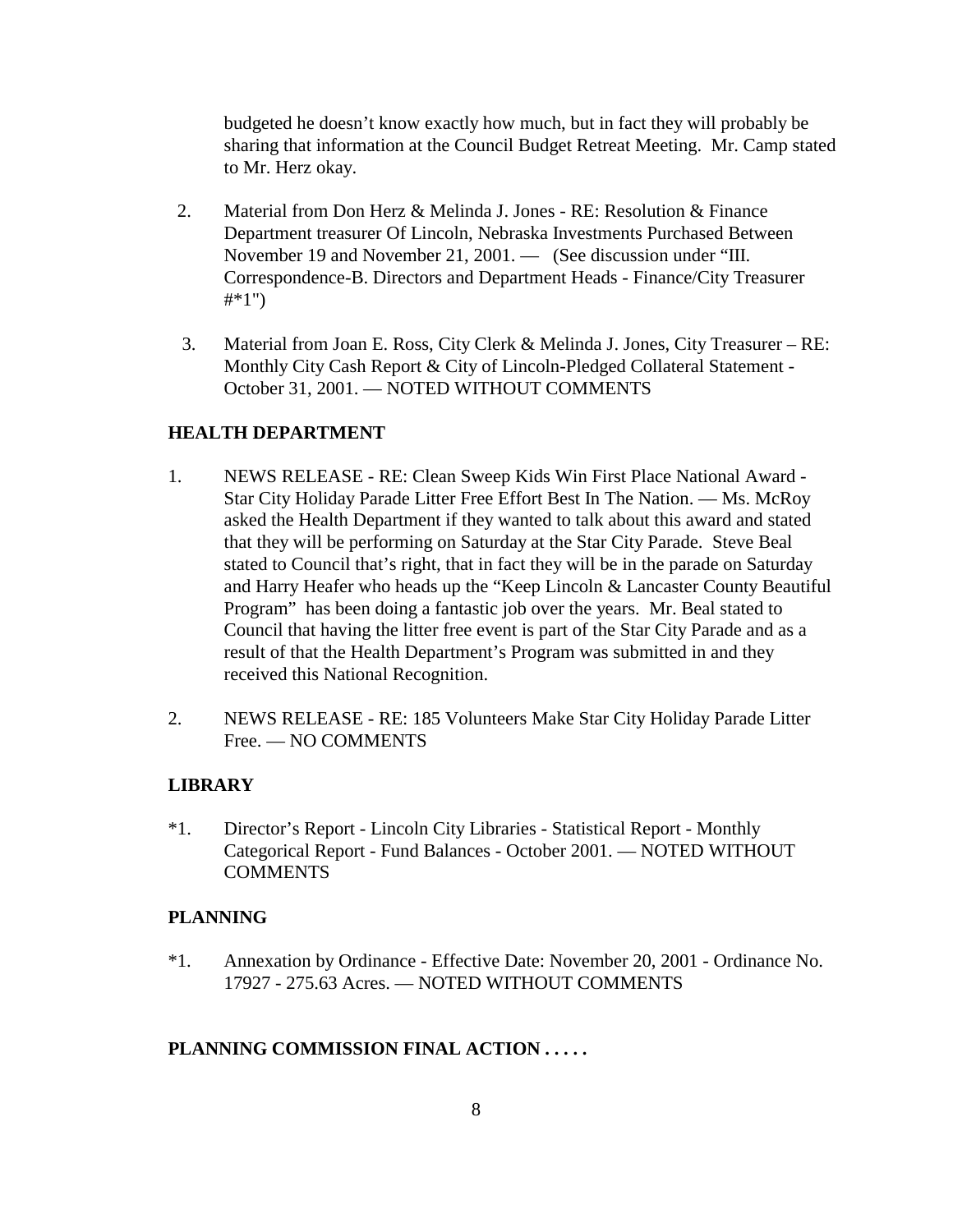budgeted he doesn't know exactly how much, but in fact they will probably be sharing that information at the Council Budget Retreat Meeting. Mr. Camp stated to Mr. Herz okay.

2. Material from Don Herz & Melinda J. Jones - RE: Resolution & Finance Department treasurer Of Lincoln, Nebraska Investments Purchased Between November 19 and November 21, 2001. — (See discussion under "III. Correspondence-B. Directors and Department Heads - Finance/City Treasurer #*1")

3. Material from Joan E. Ross, City Clerk & Melinda J. Jones, City Treasurer – RE: Monthly City Cash Report & City of Lincoln-Pledged Collateral Statement - October 31, 2001. — NOTED WITHOUT COMMENTS

**HEALTH DEPARTMENT**

1. NEWS RELEASE - RE: Clean Sweep Kids Win First Place National Award - Star City Holiday Parade Litter Free Effort Best In The Nation. — Ms. McRoy asked the Health Department if they wanted to talk about this award and stated that they will be performing on Saturday at the Star City Parade. Steve Beal stated to Council that's right, that in fact they will be in the parade on Saturday and Harry Heafer who heads up the "Keep Lincoln & Lancaster County Beautiful Program" has been doing a fantastic job over the years. Mr. Beal stated to Council that having the litter free event is part of the Star City Parade and as a result of that the Health Department's Program was submitted in and they received this National Recognition.

2. NEWS RELEASE - RE: 185 Volunteers Make Star City Holiday Parade Litter Free. — NO COMMENTS

**LIBRARY**

*1. Director's Report - Lincoln City Libraries - Statistical Report - Monthly Categorical Report - Fund Balances - October 2001. — NOTED WITHOUT COMMENTS

**PLANNING**

*1. Annexation by Ordinance - Effective Date: November 20, 2001 - Ordinance No. 17927 - 275.63 Acres. — NOTED WITHOUT COMMENTS

**PLANNING COMMISSION FINAL ACTION . . . . .**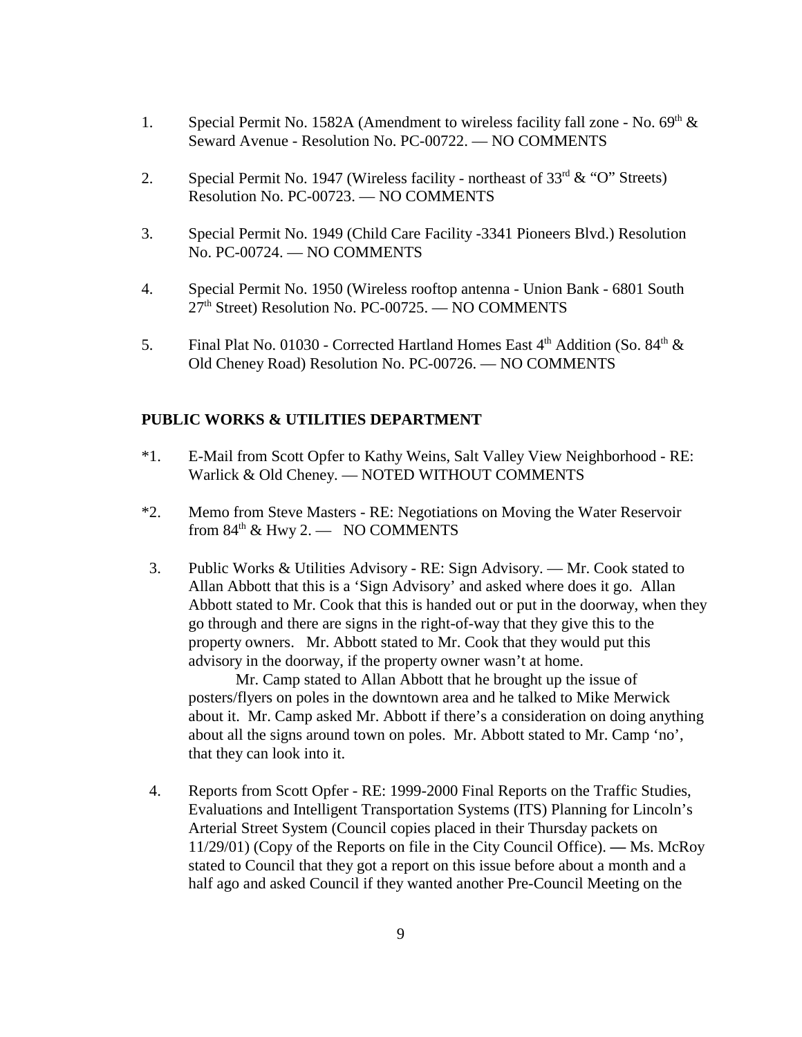1. Special Permit No. 1582A (Amendment to wireless facility fall zone - No. 69th & Seward Avenue - Resolution No. PC-00722. — NO COMMENTS

2. Special Permit No. 1947 (Wireless facility - northeast of 33rd & "O" Streets) Resolution No. PC-00723. — NO COMMENTS

3. Special Permit No. 1949 (Child Care Facility -3341 Pioneers Blvd.) Resolution No. PC-00724. — NO COMMENTS

4. Special Permit No. 1950 (Wireless rooftop antenna - Union Bank - 6801 South 27th Street) Resolution No. PC-00725. — NO COMMENTS

5. Final Plat No. 01030 - Corrected Hartland Homes East 4th Addition (So. 84th & Old Cheney Road) Resolution No. PC-00726. — NO COMMENTS

**PUBLIC WORKS & UTILITIES DEPARTMENT**

*1. E-Mail from Scott Opfer to Kathy Weins, Salt Valley View Neighborhood - RE: Warlick & Old Cheney. — NOTED WITHOUT COMMENTS

*2. Memo from Steve Masters - RE: Negotiations on Moving the Water Reservoir from 84th & Hwy 2. — NO COMMENTS

3. Public Works & Utilities Advisory - RE: Sign Advisory. — Mr. Cook stated to Allan Abbott that this is a 'Sign Advisory' and asked where does it go. Allan Abbott stated to Mr. Cook that this is handed out or put in the doorway, when they go through and there are signs in the right-of-way that they give this to the property owners. Mr. Abbott stated to Mr. Cook that they would put this advisory in the doorway, if the property owner wasn't at home.

   Mr. Camp stated to Allan Abbott that he brought up the issue of posters/flyers on poles in the downtown area and he talked to Mike Merwick about it. Mr. Camp asked Mr. Abbott if there's a consideration on doing anything about all the signs around town on poles. Mr. Abbott stated to Mr. Camp 'no', that they can look into it.

4. Reports from Scott Opfer - RE: 1999-2000 Final Reports on the Traffic Studies, Evaluations and Intelligent Transportation Systems (ITS) Planning for Lincoln's Arterial Street System (Council copies placed in their Thursday packets on 11/29/01) (Copy of the Reports on file in the City Council Office). — Ms. McRoy stated to Council that they got a report on this issue before about a month and a half ago and asked Council if they wanted another Pre-Council Meeting on the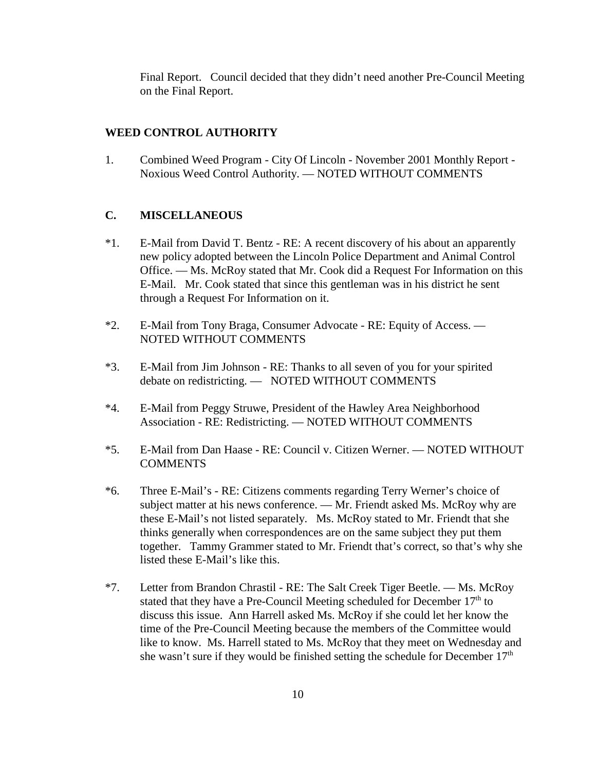Final Report. Council decided that they didn't need another Pre-Council Meeting on the Final Report.

**WEED CONTROL AUTHORITY**

1. Combined Weed Program - City Of Lincoln - November 2001 Monthly Report - Noxious Weed Control Authority. — NOTED WITHOUT COMMENTS

**C. MISCELLANEOUS**

*1. E-Mail from David T. Bentz - RE: A recent discovery of his about an apparently new policy adopted between the Lincoln Police Department and Animal Control Office. — Ms. McRoy stated that Mr. Cook did a Request For Information on this E-Mail. Mr. Cook stated that since this gentleman was in his district he sent through a Request For Information on it.

*2. E-Mail from Tony Braga, Consumer Advocate - RE: Equity of Access. — NOTED WITHOUT COMMENTS

*3. E-Mail from Jim Johnson - RE: Thanks to all seven of you for your spirited debate on redistricting. — NOTED WITHOUT COMMENTS

*4. E-Mail from Peggy Struwe, President of the Hawley Area Neighborhood Association - RE: Redistricting. — NOTED WITHOUT COMMENTS

*5. E-Mail from Dan Haase - RE: Council v. Citizen Werner. — NOTED WITHOUT COMMENTS

*6. Three E-Mail's - RE: Citizens comments regarding Terry Werner's choice of subject matter at his news conference. — Mr. Friendt asked Ms. McRoy why are these E-Mail's not listed separately. Ms. McRoy stated to Mr. Friendt that she thinks generally when correspondences are on the same subject they put them together. Tammy Grammer stated to Mr. Friendt that's correct, so that's why she listed these E-Mail's like this.

*7. Letter from Brandon Chrastil - RE: The Salt Creek Tiger Beetle. — Ms. McRoy stated that they have a Pre-Council Meeting scheduled for December 17th to discuss this issue. Ann Harrell asked Ms. McRoy if she could let her know the time of the Pre-Council Meeting because the members of the Committee would like to know. Ms. Harrell stated to Ms. McRoy that they meet on Wednesday and she wasn't sure if they would be finished setting the schedule for December 17th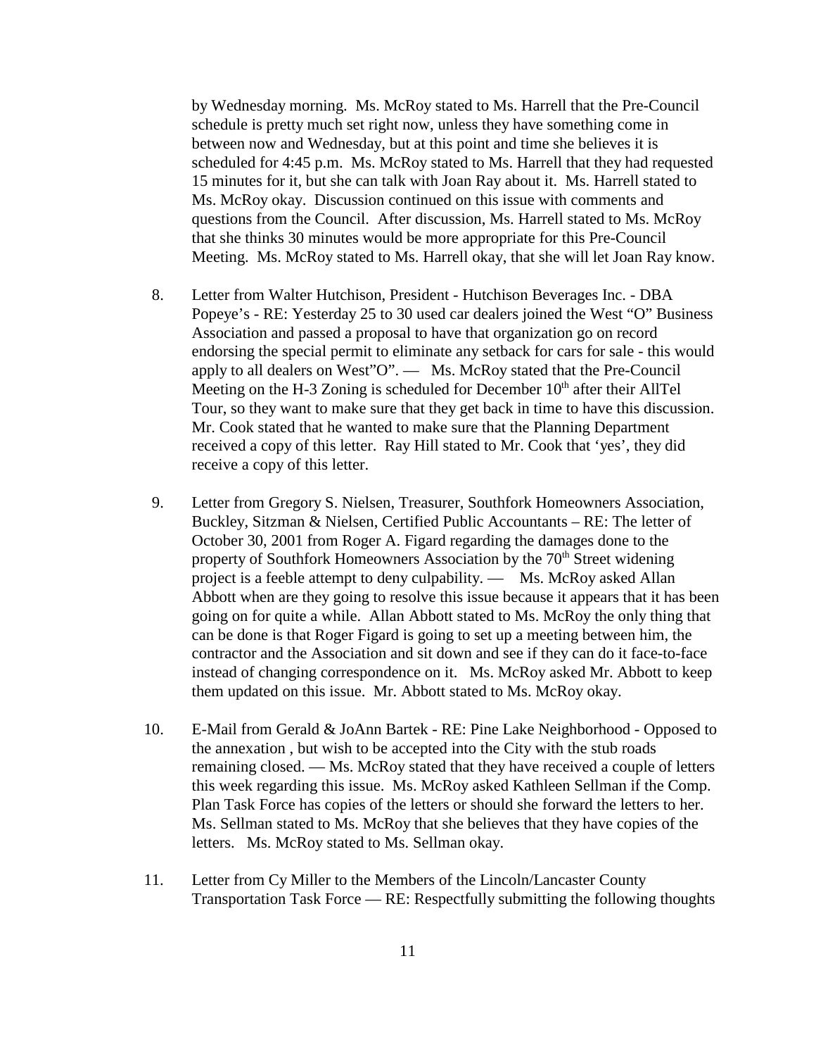by Wednesday morning. Ms. McRoy stated to Ms. Harrell that the Pre-Council schedule is pretty much set right now, unless they have something come in between now and Wednesday, but at this point and time she believes it is scheduled for 4:45 p.m. Ms. McRoy stated to Ms. Harrell that they had requested 15 minutes for it, but she can talk with Joan Ray about it. Ms. Harrell stated to Ms. McRoy okay. Discussion continued on this issue with comments and questions from the Council. After discussion, Ms. Harrell stated to Ms. McRoy that she thinks 30 minutes would be more appropriate for this Pre-Council Meeting. Ms. McRoy stated to Ms. Harrell okay, that she will let Joan Ray know.

8. Letter from Walter Hutchison, President - Hutchison Beverages Inc. - DBA Popeye's - RE: Yesterday 25 to 30 used car dealers joined the West "O" Business Association and passed a proposal to have that organization go on record endorsing the special permit to eliminate any setback for cars for sale - this would apply to all dealers on West"O". — Ms. McRoy stated that the Pre-Council Meeting on the H-3 Zoning is scheduled for December 10th after their AllTel Tour, so they want to make sure that they get back in time to have this discussion. Mr. Cook stated that he wanted to make sure that the Planning Department received a copy of this letter. Ray Hill stated to Mr. Cook that 'yes', they did receive a copy of this letter.

9. Letter from Gregory S. Nielsen, Treasurer, Southfork Homeowners Association, Buckley, Sitzman & Nielsen, Certified Public Accountants – RE: The letter of October 30, 2001 from Roger A. Figard regarding the damages done to the property of Southfork Homeowners Association by the 70th Street widening project is a feeble attempt to deny culpability. — Ms. McRoy asked Allan Abbott when are they going to resolve this issue because it appears that it has been going on for quite a while. Allan Abbott stated to Ms. McRoy the only thing that can be done is that Roger Figard is going to set up a meeting between him, the contractor and the Association and sit down and see if they can do it face-to-face instead of changing correspondence on it. Ms. McRoy asked Mr. Abbott to keep them updated on this issue. Mr. Abbott stated to Ms. McRoy okay.

10. E-Mail from Gerald & JoAnn Bartek - RE: Pine Lake Neighborhood - Opposed to the annexation , but wish to be accepted into the City with the stub roads remaining closed. — Ms. McRoy stated that they have received a couple of letters this week regarding this issue. Ms. McRoy asked Kathleen Sellman if the Comp. Plan Task Force has copies of the letters or should she forward the letters to her. Ms. Sellman stated to Ms. McRoy that she believes that they have copies of the letters. Ms. McRoy stated to Ms. Sellman okay.

11. Letter from Cy Miller to the Members of the Lincoln/Lancaster County Transportation Task Force — RE: Respectfully submitting the following thoughts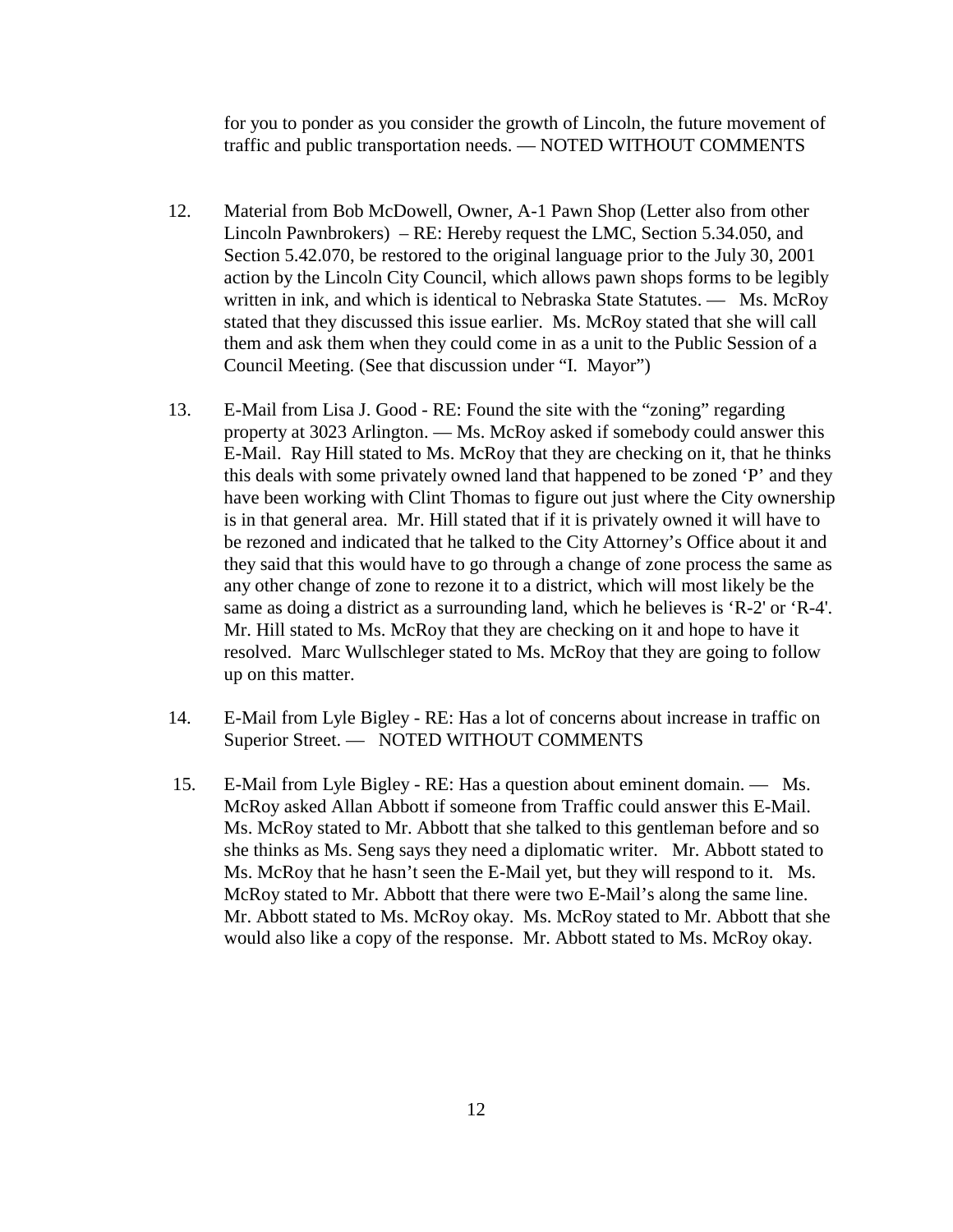for you to ponder as you consider the growth of Lincoln, the future movement of traffic and public transportation needs. — NOTED WITHOUT COMMENTS

12. Material from Bob McDowell, Owner, A-1 Pawn Shop (Letter also from other Lincoln Pawnbrokers) – RE: Hereby request the LMC, Section 5.34.050, and Section 5.42.070, be restored to the original language prior to the July 30, 2001 action by the Lincoln City Council, which allows pawn shops forms to be legibly written in ink, and which is identical to Nebraska State Statutes. — Ms. McRoy stated that they discussed this issue earlier. Ms. McRoy stated that she will call them and ask them when they could come in as a unit to the Public Session of a Council Meeting. (See that discussion under "I. Mayor")

13. E-Mail from Lisa J. Good - RE: Found the site with the "zoning" regarding property at 3023 Arlington. — Ms. McRoy asked if somebody could answer this E-Mail. Ray Hill stated to Ms. McRoy that they are checking on it, that he thinks this deals with some privately owned land that happened to be zoned 'P' and they have been working with Clint Thomas to figure out just where the City ownership is in that general area. Mr. Hill stated that if it is privately owned it will have to be rezoned and indicated that he talked to the City Attorney's Office about it and they said that this would have to go through a change of zone process the same as any other change of zone to rezone it to a district, which will most likely be the same as doing a district as a surrounding land, which he believes is 'R-2' or 'R-4'. Mr. Hill stated to Ms. McRoy that they are checking on it and hope to have it resolved. Marc Wullschleger stated to Ms. McRoy that they are going to follow up on this matter.

14. E-Mail from Lyle Bigley - RE: Has a lot of concerns about increase in traffic on Superior Street. — NOTED WITHOUT COMMENTS

15. E-Mail from Lyle Bigley - RE: Has a question about eminent domain. — Ms. McRoy asked Allan Abbott if someone from Traffic could answer this E-Mail. Ms. McRoy stated to Mr. Abbott that she talked to this gentleman before and so she thinks as Ms. Seng says they need a diplomatic writer. Mr. Abbott stated to Ms. McRoy that he hasn't seen the E-Mail yet, but they will respond to it. Ms. McRoy stated to Mr. Abbott that there were two E-Mail's along the same line. Mr. Abbott stated to Ms. McRoy okay. Ms. McRoy stated to Mr. Abbott that she would also like a copy of the response. Mr. Abbott stated to Ms. McRoy okay.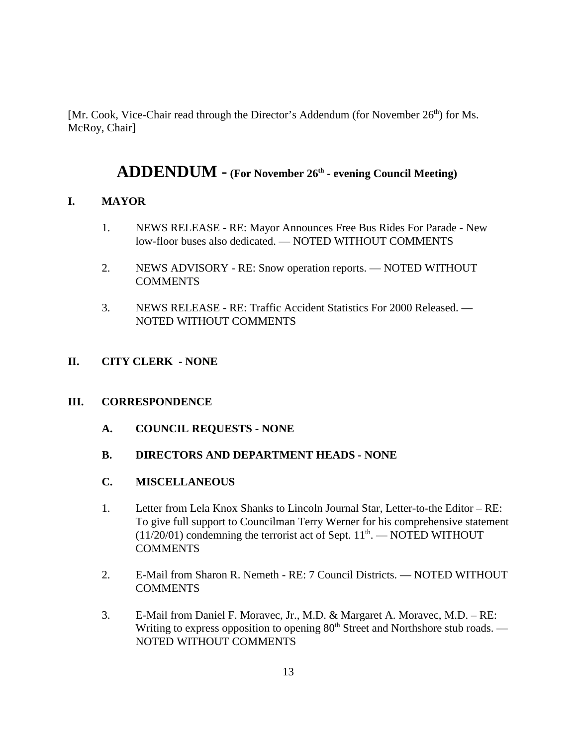[Mr. Cook, Vice-Chair read through the Director's Addendum (for November 26th) for Ms. McRoy, Chair]

# ADDENDUM - (For November 26th - evening Council Meeting)

## I. MAYOR

1. NEWS RELEASE - RE: Mayor Announces Free Bus Rides For Parade - New low-floor buses also dedicated. — NOTED WITHOUT COMMENTS

2. NEWS ADVISORY - RE: Snow operation reports. — NOTED WITHOUT COMMENTS

3. NEWS RELEASE - RE: Traffic Accident Statistics For 2000 Released. — NOTED WITHOUT COMMENTS

## II. CITY CLERK - NONE

## III. CORRESPONDENCE

### A. COUNCIL REQUESTS - NONE

### B. DIRECTORS AND DEPARTMENT HEADS - NONE

### C. MISCELLANEOUS

1. Letter from Lela Knox Shanks to Lincoln Journal Star, Letter-to-the Editor – RE: To give full support to Councilman Terry Werner for his comprehensive statement (11/20/01) condemning the terrorist act of Sept. 11th. — NOTED WITHOUT COMMENTS

2. E-Mail from Sharon R. Nemeth - RE: 7 Council Districts. — NOTED WITHOUT COMMENTS

3. E-Mail from Daniel F. Moravec, Jr., M.D. & Margaret A. Moravec, M.D. – RE: Writing to express opposition to opening 80th Street and Northshore stub roads. — NOTED WITHOUT COMMENTS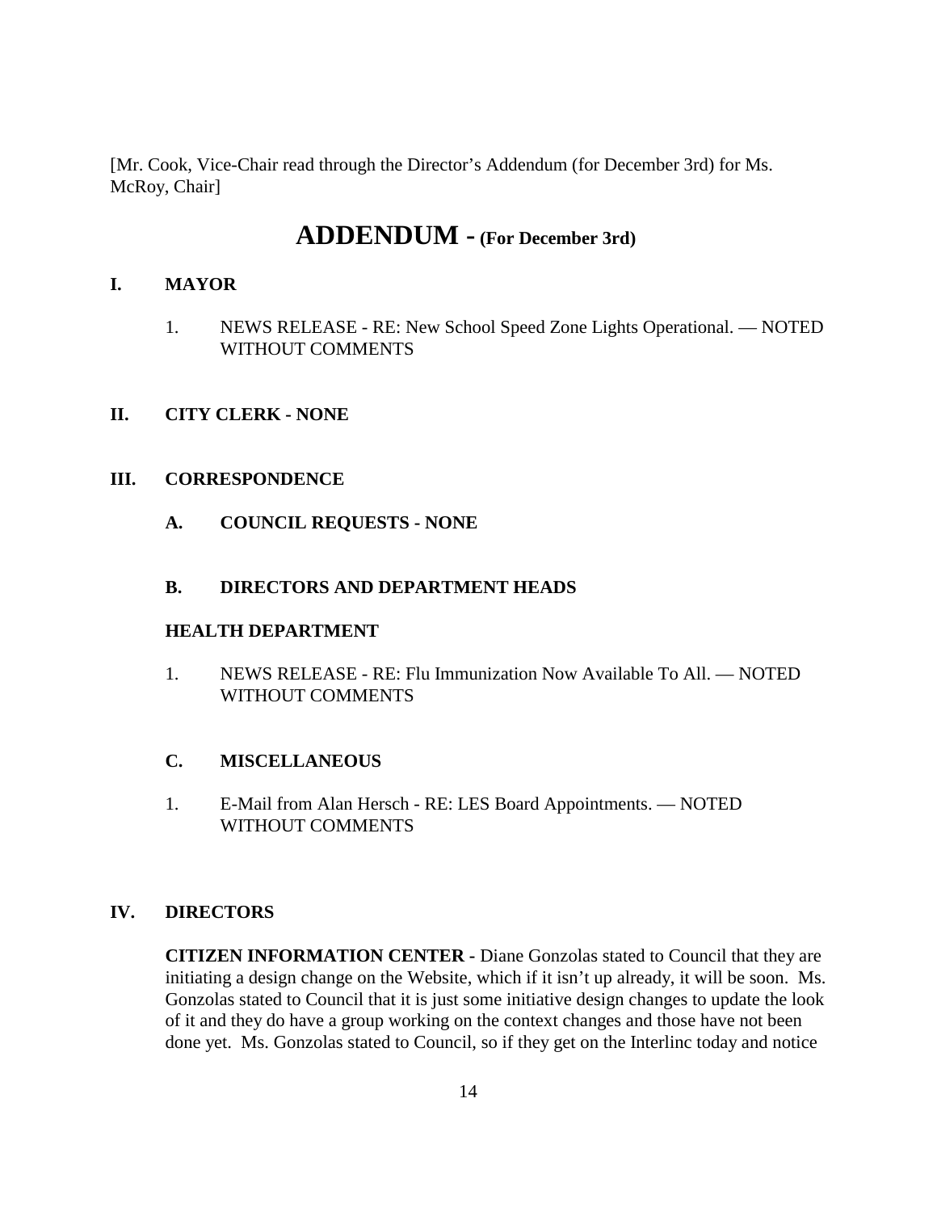[Mr. Cook, Vice-Chair read through the Director's Addendum (for December 3rd) for Ms. McRoy, Chair]

# ADDENDUM - (For December 3rd)

## I. MAYOR

1. NEWS RELEASE - RE: New School Speed Zone Lights Operational. — NOTED WITHOUT COMMENTS

## II. CITY CLERK - NONE

## III. CORRESPONDENCE

### A. COUNCIL REQUESTS - NONE

### B. DIRECTORS AND DEPARTMENT HEADS

**HEALTH DEPARTMENT**

1. NEWS RELEASE - RE: Flu Immunization Now Available To All. — NOTED WITHOUT COMMENTS

### C. MISCELLANEOUS

1. E-Mail from Alan Hersch - RE: LES Board Appointments. — NOTED WITHOUT COMMENTS

## IV. DIRECTORS

**CITIZEN INFORMATION CENTER** - Diane Gonzolas stated to Council that they are initiating a design change on the Website, which if it isn't up already, it will be soon. Ms. Gonzolas stated to Council that it is just some initiative design changes to update the look of it and they do have a group working on the context changes and those have not been done yet. Ms. Gonzolas stated to Council, so if they get on the Interlinc today and notice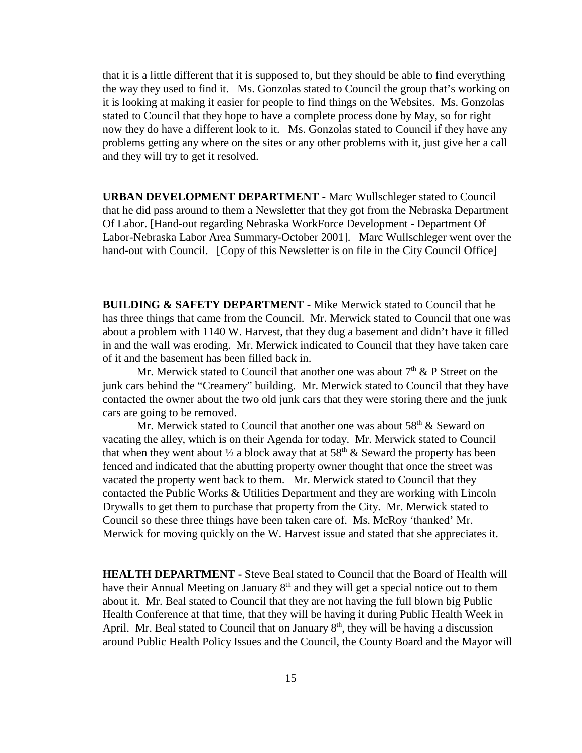that it is a little different that it is supposed to, but they should be able to find everything the way they used to find it. Ms. Gonzolas stated to Council the group that's working on it is looking at making it easier for people to find things on the Websites. Ms. Gonzolas stated to Council that they hope to have a complete process done by May, so for right now they do have a different look to it. Ms. Gonzolas stated to Council if they have any problems getting any where on the sites or any other problems with it, just give her a call and they will try to get it resolved.

**URBAN DEVELOPMENT DEPARTMENT -** Marc Wullschleger stated to Council that he did pass around to them a Newsletter that they got from the Nebraska Department Of Labor. [Hand-out regarding Nebraska WorkForce Development - Department Of Labor-Nebraska Labor Area Summary-October 2001]. Marc Wullschleger went over the hand-out with Council. [Copy of this Newsletter is on file in the City Council Office]

**BUILDING & SAFETY DEPARTMENT -** Mike Merwick stated to Council that he has three things that came from the Council. Mr. Merwick stated to Council that one was about a problem with 1140 W. Harvest, that they dug a basement and didn't have it filled in and the wall was eroding. Mr. Merwick indicated to Council that they have taken care of it and the basement has been filled back in.

Mr. Merwick stated to Council that another one was about 7th & P Street on the junk cars behind the "Creamery" building. Mr. Merwick stated to Council that they have contacted the owner about the two old junk cars that they were storing there and the junk cars are going to be removed.

Mr. Merwick stated to Council that another one was about 58th & Seward on vacating the alley, which is on their Agenda for today. Mr. Merwick stated to Council that when they went about ½ a block away that at 58th & Seward the property has been fenced and indicated that the abutting property owner thought that once the street was vacated the property went back to them. Mr. Merwick stated to Council that they contacted the Public Works & Utilities Department and they are working with Lincoln Drywalls to get them to purchase that property from the City. Mr. Merwick stated to Council so these three things have been taken care of. Ms. McRoy 'thanked' Mr. Merwick for moving quickly on the W. Harvest issue and stated that she appreciates it.

**HEALTH DEPARTMENT -** Steve Beal stated to Council that the Board of Health will have their Annual Meeting on January 8th and they will get a special notice out to them about it. Mr. Beal stated to Council that they are not having the full blown big Public Health Conference at that time, that they will be having it during Public Health Week in April. Mr. Beal stated to Council that on January 8th, they will be having a discussion around Public Health Policy Issues and the Council, the County Board and the Mayor will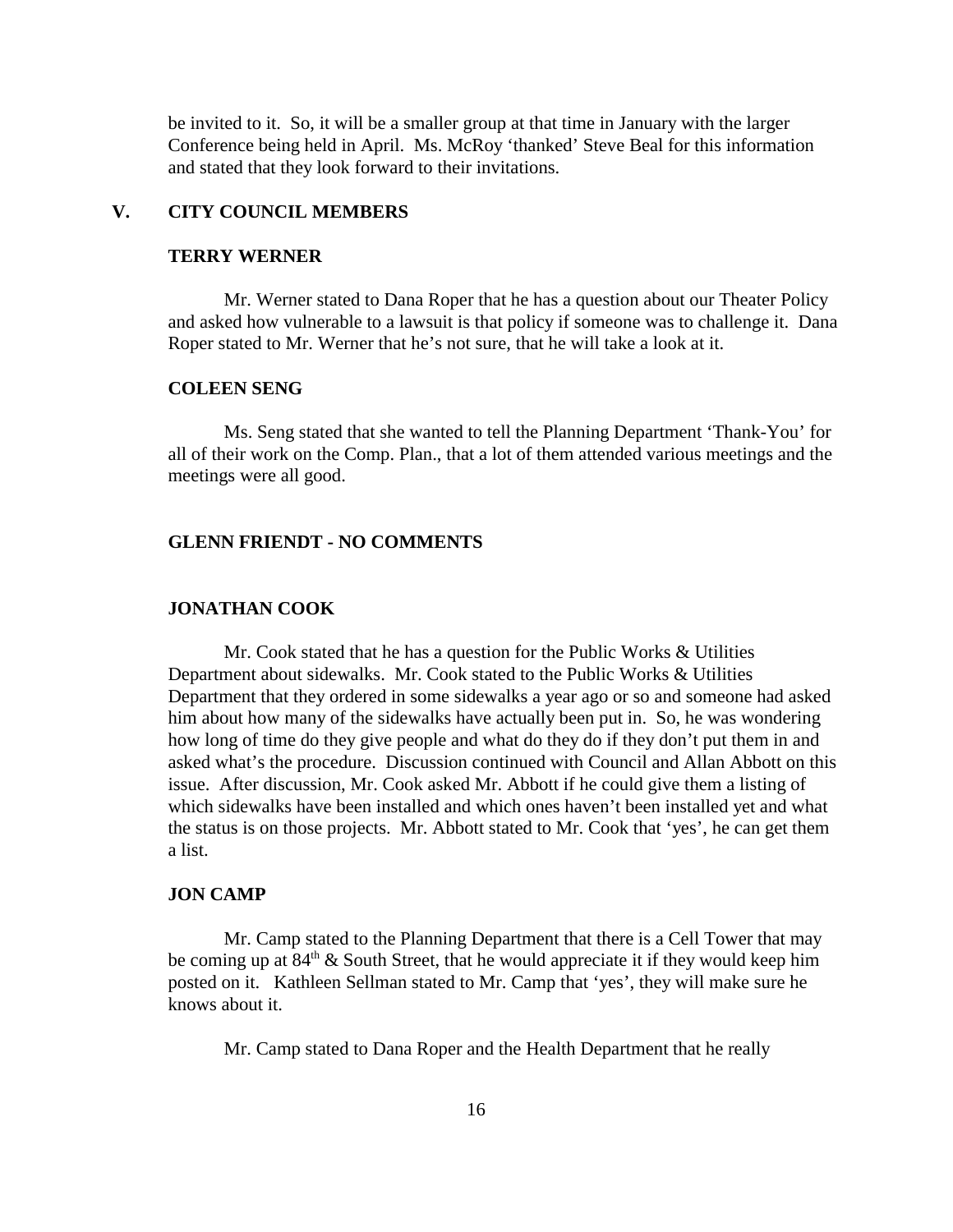be invited to it. So, it will be a smaller group at that time in January with the larger Conference being held in April. Ms. McRoy 'thanked' Steve Beal for this information and stated that they look forward to their invitations.

## V. CITY COUNCIL MEMBERS

### TERRY WERNER

Mr. Werner stated to Dana Roper that he has a question about our Theater Policy and asked how vulnerable to a lawsuit is that policy if someone was to challenge it. Dana Roper stated to Mr. Werner that he's not sure, that he will take a look at it.

### COLEEN SENG

Ms. Seng stated that she wanted to tell the Planning Department 'Thank-You' for all of their work on the Comp. Plan., that a lot of them attended various meetings and the meetings were all good.

### GLENN FRIENDT - NO COMMENTS

### JONATHAN COOK

Mr. Cook stated that he has a question for the Public Works & Utilities Department about sidewalks. Mr. Cook stated to the Public Works & Utilities Department that they ordered in some sidewalks a year ago or so and someone had asked him about how many of the sidewalks have actually been put in. So, he was wondering how long of time do they give people and what do they do if they don't put them in and asked what's the procedure. Discussion continued with Council and Allan Abbott on this issue. After discussion, Mr. Cook asked Mr. Abbott if he could give them a listing of which sidewalks have been installed and which ones haven't been installed yet and what the status is on those projects. Mr. Abbott stated to Mr. Cook that 'yes', he can get them a list.

### JON CAMP

Mr. Camp stated to the Planning Department that there is a Cell Tower that may be coming up at 84th & South Street, that he would appreciate it if they would keep him posted on it. Kathleen Sellman stated to Mr. Camp that 'yes', they will make sure he knows about it.

Mr. Camp stated to Dana Roper and the Health Department that he really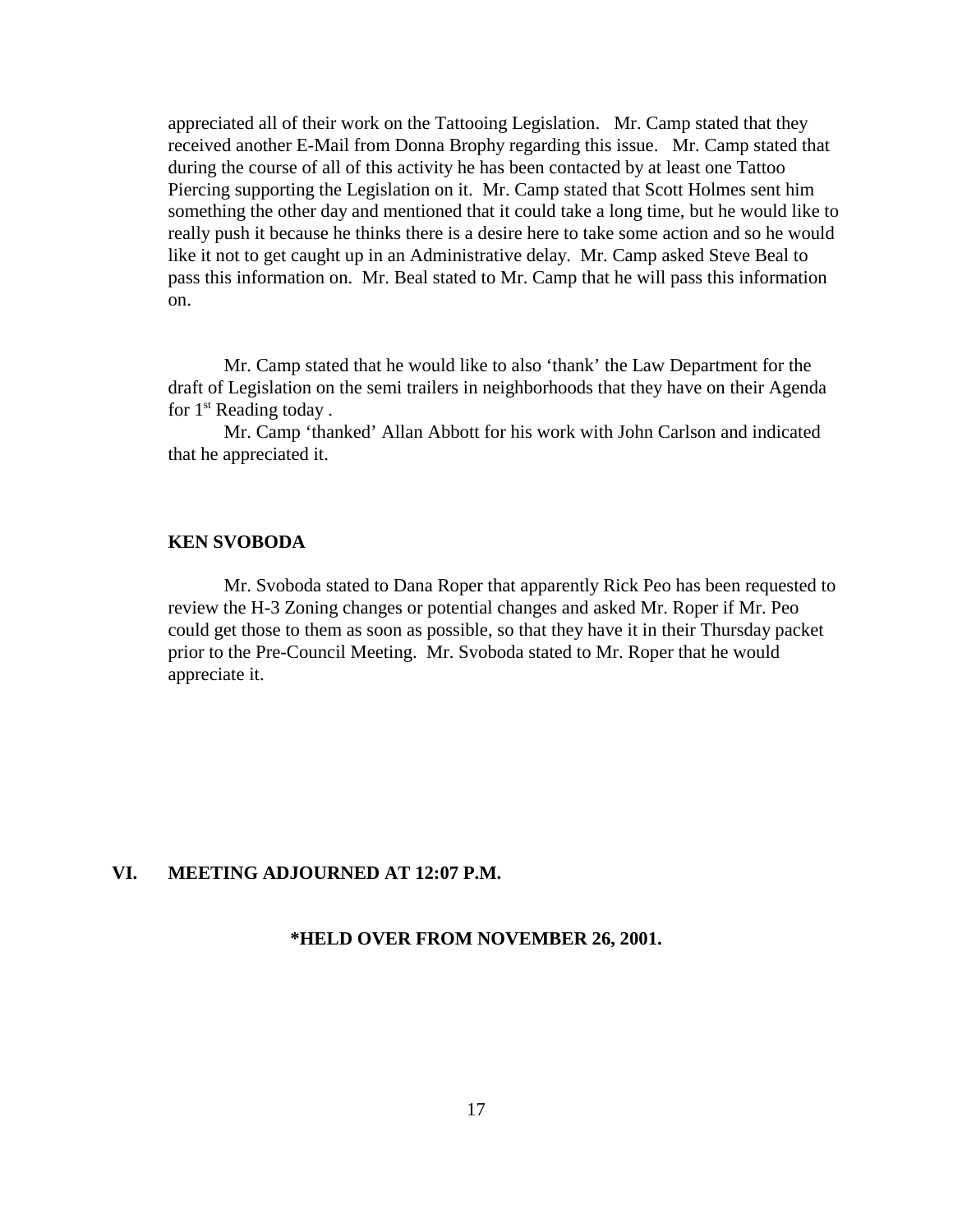appreciated all of their work on the Tattooing Legislation. Mr. Camp stated that they received another E-Mail from Donna Brophy regarding this issue. Mr. Camp stated that during the course of all of this activity he has been contacted by at least one Tattoo Piercing supporting the Legislation on it. Mr. Camp stated that Scott Holmes sent him something the other day and mentioned that it could take a long time, but he would like to really push it because he thinks there is a desire here to take some action and so he would like it not to get caught up in an Administrative delay. Mr. Camp asked Steve Beal to pass this information on. Mr. Beal stated to Mr. Camp that he will pass this information on.

Mr. Camp stated that he would like to also 'thank' the Law Department for the draft of Legislation on the semi trailers in neighborhoods that they have on their Agenda for 1st Reading today .

Mr. Camp 'thanked' Allan Abbott for his work with John Carlson and indicated that he appreciated it.

**KEN SVOBODA**

Mr. Svoboda stated to Dana Roper that apparently Rick Peo has been requested to review the H-3 Zoning changes or potential changes and asked Mr. Roper if Mr. Peo could get those to them as soon as possible, so that they have it in their Thursday packet prior to the Pre-Council Meeting. Mr. Svoboda stated to Mr. Roper that he would appreciate it.

**VI. MEETING ADJOURNED AT 12:07 P.M.**

**\*HELD OVER FROM NOVEMBER 26, 2001.**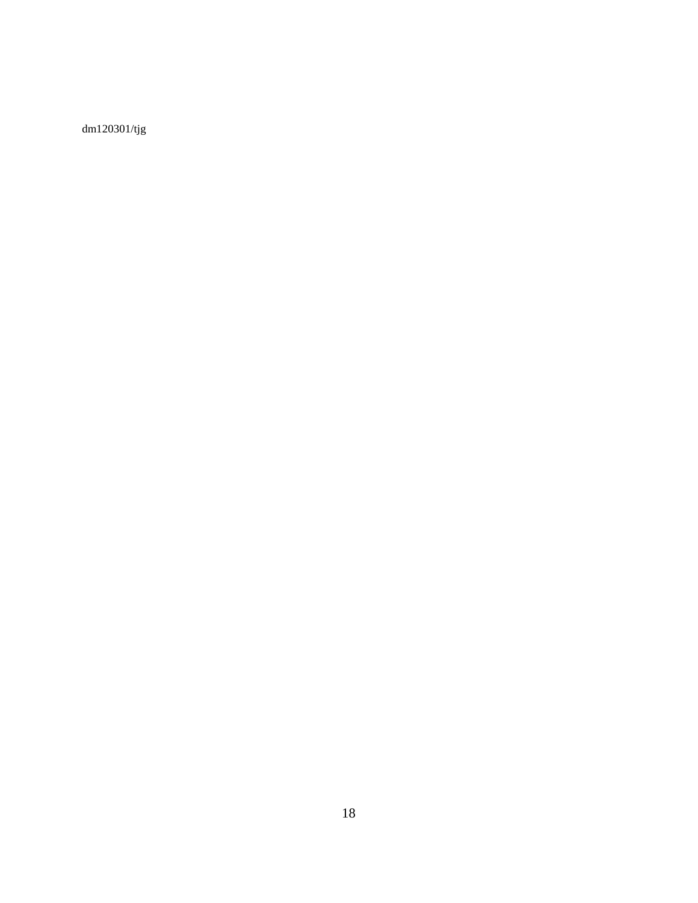dm120301/tjg